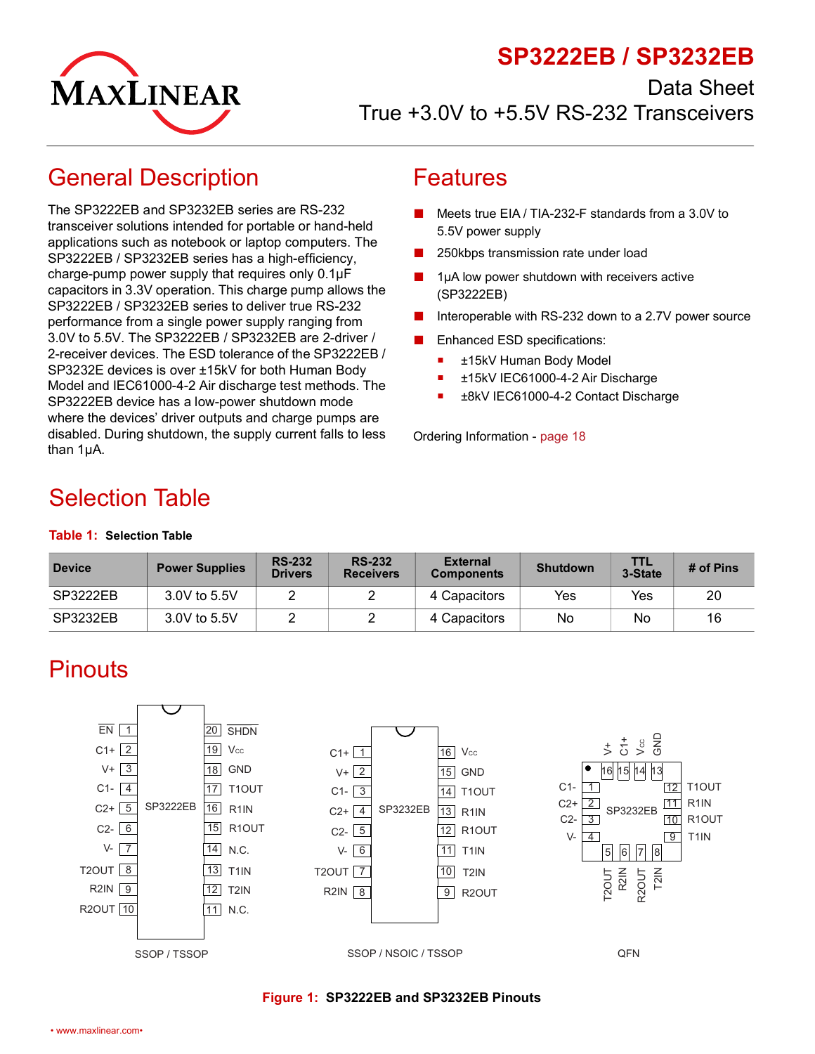# SP3222EB / SP3232EB

Data Sheet

True +3.0V to +5.5V RS-232 Transceivers

## General Description

The SP3222EB and SP3232EB series are RS-232 transceiver solutions intended for portable or hand-held applications such as notebook or laptop computers. The SP3222EB / SP3232EB series has a high-efficiency, charge-pump power supply that requires only 0.1µF capacitors in 3.3V operation. This charge pump allows the SP3222EB / SP3232EB series to deliver true RS-232 performance from a single power supply ranging from 3.0V to 5.5V. The SP3222EB / SP3232EB are 2-driver / 2-receiver devices. The ESD tolerance of the SP3222EB / SP3232E devices is over ±15kV for both Human Body Model and IEC61000-4-2 Air discharge test methods. The SP3222EB device has a low-power shutdown mode where the devices' driver outputs and charge pumps are disabled. During shutdown, the supply current falls to less than 1µA.

## Features

- Meets true EIA / TIA-232-F standards from a 3.0V to 5.5V power supply
- 250kbps transmission rate under load
- 1µA low power shutdown with receivers active (SP3222EB)
- Interoperable with RS-232 down to a 2.7V power source
- Enhanced ESD specifications:
  - ±15kV Human Body Model
  - ±15kV IEC61000-4-2 Air Discharge
  - ±8kV IEC61000-4-2 Contact Discharge

Ordering Information - page 18

## Selection Table

**Table 1: Selection Table**

| Device | Power Supplies | RS-232 Drivers | RS-232 Receivers | External Components | Shutdown | TTL 3-State | # of Pins |
|---|---|---|---|---|---|---|---|
| SP3222EB | 3.0V to 5.5V | 2 | 2 | 4 Capacitors | Yes | Yes | 20 |
| SP3232EB | 3.0V to 5.5V | 2 | 2 | 4 Capacitors | No | No | 16 |

## Pinouts

**SP3222EB (SSOP / TSSOP)**

| Pin | Name | Pin | Name |
|---|---|---|---|
| 1 | EN | 20 | SHDN |
| 2 | C1+ | 19 | $V_{CC}$ |
| 3 | V+ | 18 | GND |
| 4 | C1- | 17 | T1OUT |
| 5 | C2+ | 16 | R1IN |
| 6 | C2- | 15 | R1OUT |
| 7 | V- | 14 | N.C. |
| 8 | T2OUT | 13 | T1IN |
| 9 | R2IN | 12 | T2IN |
| 10 | R2OUT | 11 | N.C. |

**SP3232EB (SSOP / NSOIC / TSSOP)**

| Pin | Name | Pin | Name |
|---|---|---|---|
| 1 | C1+ | 16 | $V_{CC}$ |
| 2 | V+ | 15 | GND |
| 3 | C1- | 14 | T1OUT |
| 4 | C2+ | 13 | R1IN |
| 5 | C2- | 12 | R1OUT |
| 6 | V- | 11 | T1IN |
| 7 | T2OUT | 10 | T2IN |
| 8 | R2IN | 9 | R2OUT |

**SP3232EB (QFN)**

| Pin | Name | Pin | Name | Pin | Name | Pin | Name |
|---|---|---|---|---|---|---|---|
| 1 | C1- | 5 | T2OUT | 9 | T1IN | 13 | GND |
| 2 | C2+ | 6 | R2IN | 10 | R1OUT | 14 | $V_{CC}$ |
| 3 | C2- | 7 | R2OUT | 11 | R1IN | 15 | C1+ |
| 4 | V- | 8 | T2IN | 12 | T1OUT | 16 | V+ |

**Figure 1: SP3222EB and SP3232EB Pinouts**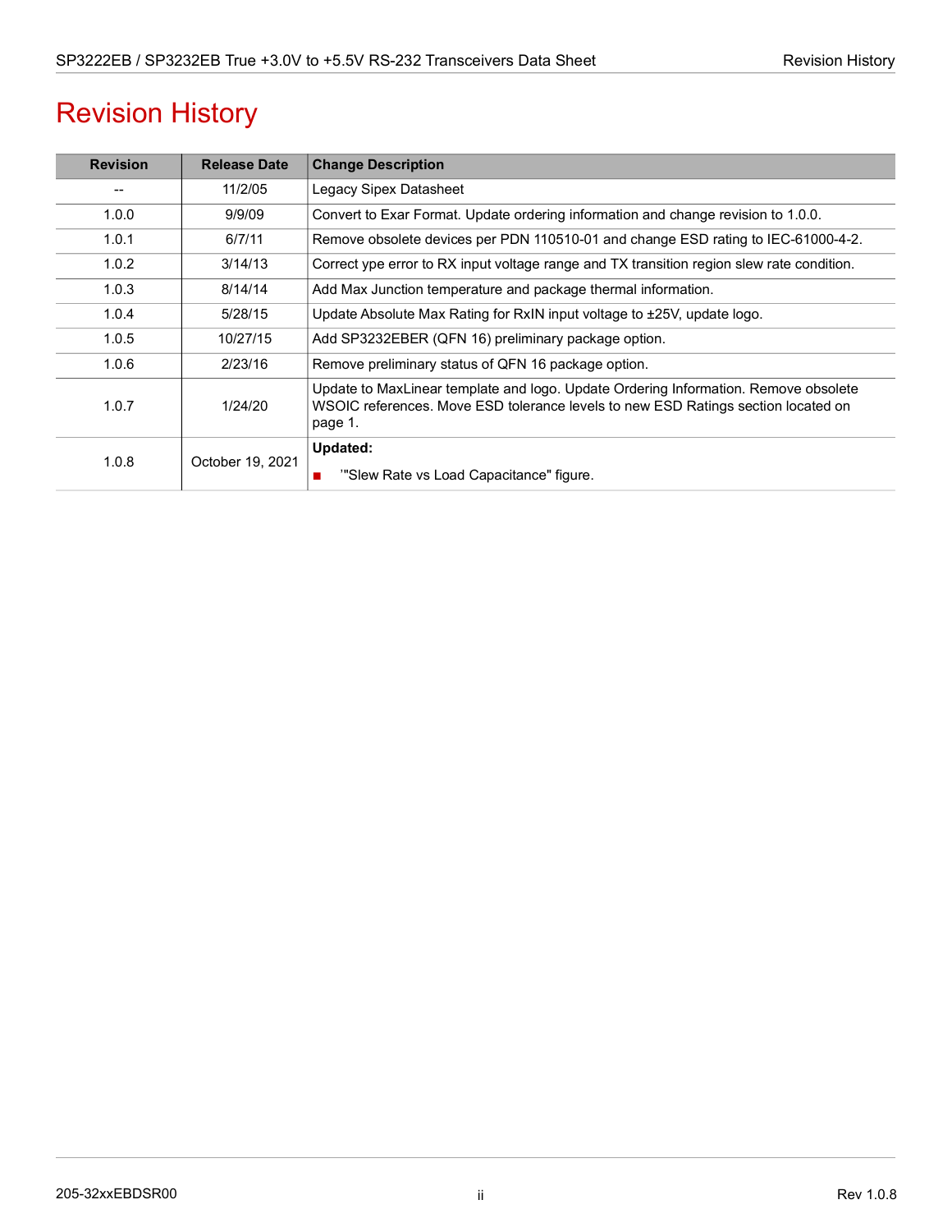# Revision History

| Revision | Release Date | Change Description |
|---|---|---|
| -- | 11/2/05 | Legacy Sipex Datasheet |
| 1.0.0 | 9/9/09 | Convert to Exar Format. Update ordering information and change revision to 1.0.0. |
| 1.0.1 | 6/7/11 | Remove obsolete devices per PDN 110510-01 and change ESD rating to IEC-61000-4-2. |
| 1.0.2 | 3/14/13 | Correct ype error to RX input voltage range and TX transition region slew rate condition. |
| 1.0.3 | 8/14/14 | Add Max Junction temperature and package thermal information. |
| 1.0.4 | 5/28/15 | Update Absolute Max Rating for RxIN input voltage to ±25V, update logo. |
| 1.0.5 | 10/27/15 | Add SP3232EBER (QFN 16) preliminary package option. |
| 1.0.6 | 2/23/16 | Remove preliminary status of QFN 16 package option. |
| 1.0.7 | 1/24/20 | Update to MaxLinear template and logo. Update Ordering Information. Remove obsolete WSOIC references. Move ESD tolerance levels to new ESD Ratings section located on page 1. |
| 1.0.8 | October 19, 2021 | **Updated:**<br>■ '"Slew Rate vs Load Capacitance" figure. |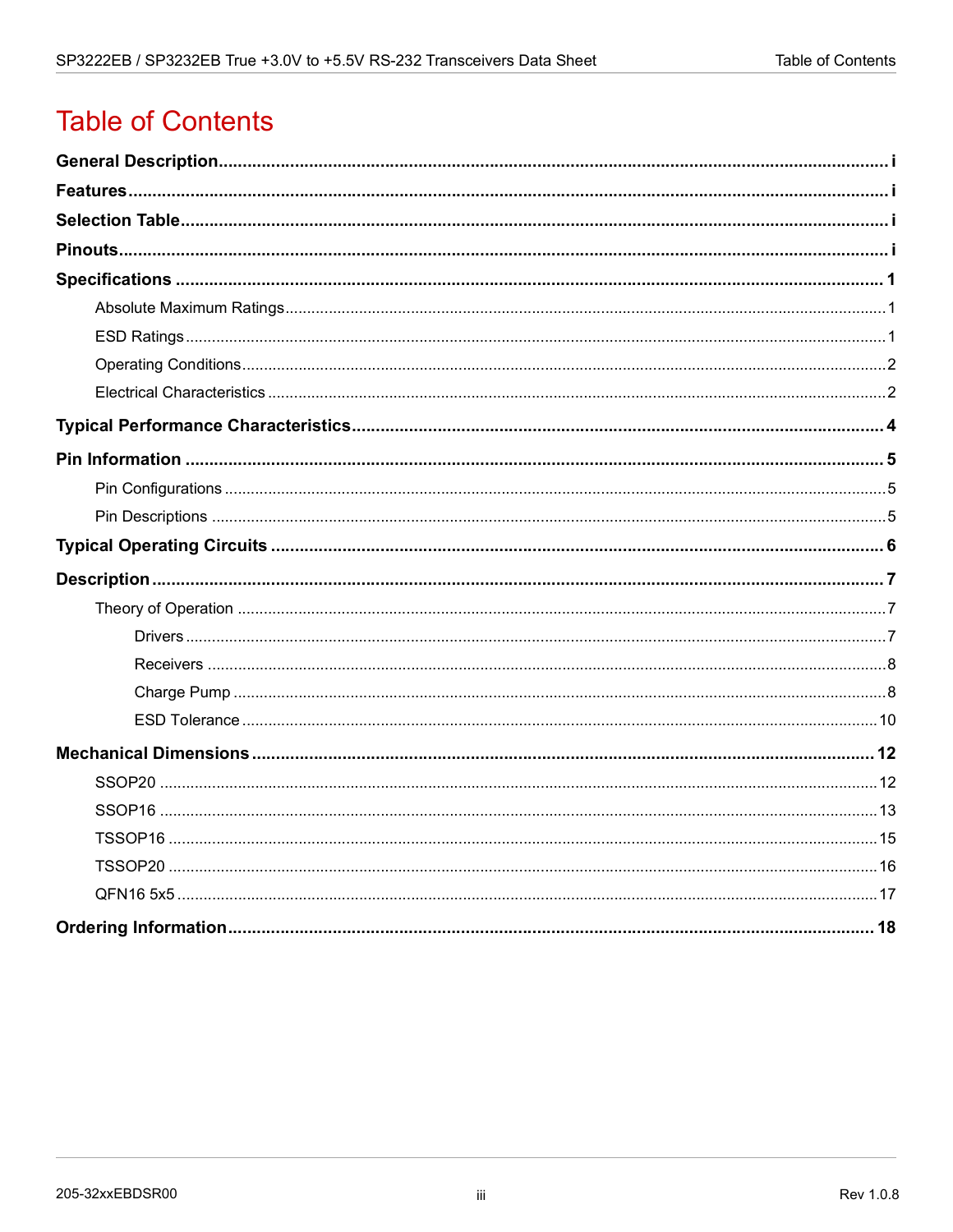# Table of Contents

**General Description** ........ i

**Features** ........ i

**Selection Table** ........ i

**Pinouts** ........ i

**Specifications** ........ 1

- Absolute Maximum Ratings ........ 1
- ESD Ratings ........ 1
- Operating Conditions ........ 2
- Electrical Characteristics ........ 2

**Typical Performance Characteristics** ........ 4

**Pin Information** ........ 5

- Pin Configurations ........ 5
- Pin Descriptions ........ 5

**Typical Operating Circuits** ........ 6

**Description** ........ 7

- Theory of Operation ........ 7
  - Drivers ........ 7
  - Receivers ........ 8
  - Charge Pump ........ 8
  - ESD Tolerance ........ 10

**Mechanical Dimensions** ........ 12

- SSOP20 ........ 12
- SSOP16 ........ 13
- TSSOP16 ........ 15
- TSSOP20 ........ 16
- QFN16 5x5 ........ 17

**Ordering Information** ........ 18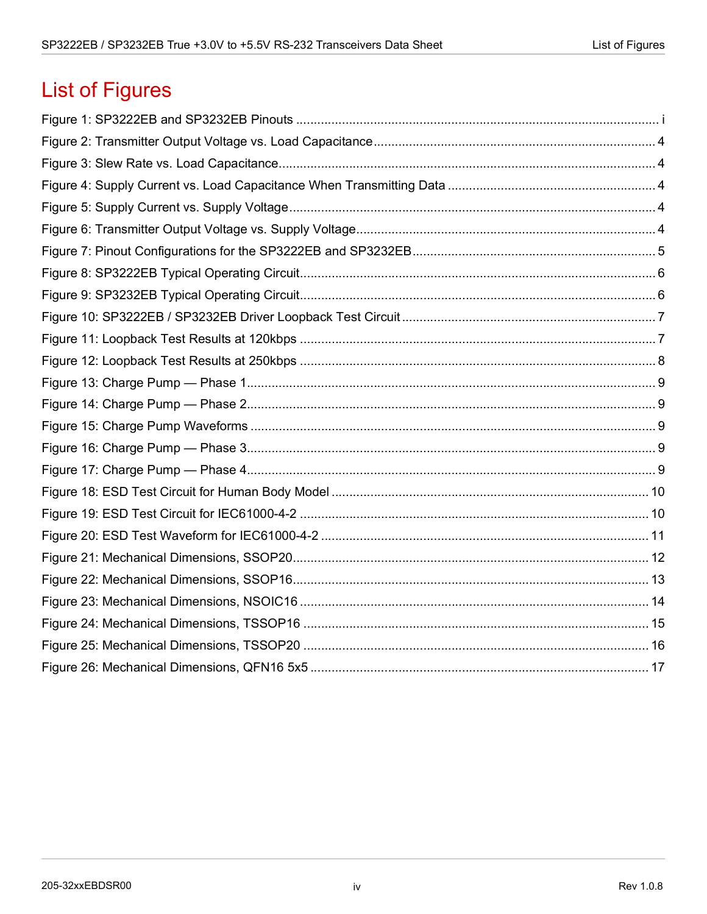# List of Figures

Figure 1: SP3222EB and SP3232EB Pinouts ........................................................................................................ i
Figure 2: Transmitter Output Voltage vs. Load Capacitance ................................................................................ 4
Figure 3: Slew Rate vs. Load Capacitance ........................................................................................................... 4
Figure 4: Supply Current vs. Load Capacitance When Transmitting Data ........................................................... 4
Figure 5: Supply Current vs. Supply Voltage ........................................................................................................ 4
Figure 6: Transmitter Output Voltage vs. Supply Voltage ..................................................................................... 4
Figure 7: Pinout Configurations for the SP3222EB and SP3232EB ..................................................................... 5
Figure 8: SP3222EB Typical Operating Circuit ..................................................................................................... 6
Figure 9: SP3232EB Typical Operating Circuit ..................................................................................................... 6
Figure 10: SP3222EB / SP3232EB Driver Loopback Test Circuit ........................................................................ 7
Figure 11: Loopback Test Results at 120kbps ..................................................................................................... 7
Figure 12: Loopback Test Results at 250kbps ..................................................................................................... 8
Figure 13: Charge Pump — Phase 1 .................................................................................................................... 9
Figure 14: Charge Pump — Phase 2 .................................................................................................................... 9
Figure 15: Charge Pump Waveforms ................................................................................................................... 9
Figure 16: Charge Pump — Phase 3 .................................................................................................................... 9
Figure 17: Charge Pump — Phase 4 .................................................................................................................... 9
Figure 18: ESD Test Circuit for Human Body Model .......................................................................................... 10
Figure 19: ESD Test Circuit for IEC61000-4-2 ................................................................................................... 10
Figure 20: ESD Test Waveform for IEC61000-4-2 ............................................................................................. 11
Figure 21: Mechanical Dimensions, SSOP20 ..................................................................................................... 12
Figure 22: Mechanical Dimensions, SSOP16 ..................................................................................................... 13
Figure 23: Mechanical Dimensions, NSOIC16 ................................................................................................... 14
Figure 24: Mechanical Dimensions, TSSOP16 ................................................................................................... 15
Figure 25: Mechanical Dimensions, TSSOP20 ................................................................................................... 16
Figure 26: Mechanical Dimensions, QFN16 5x5 ................................................................................................ 17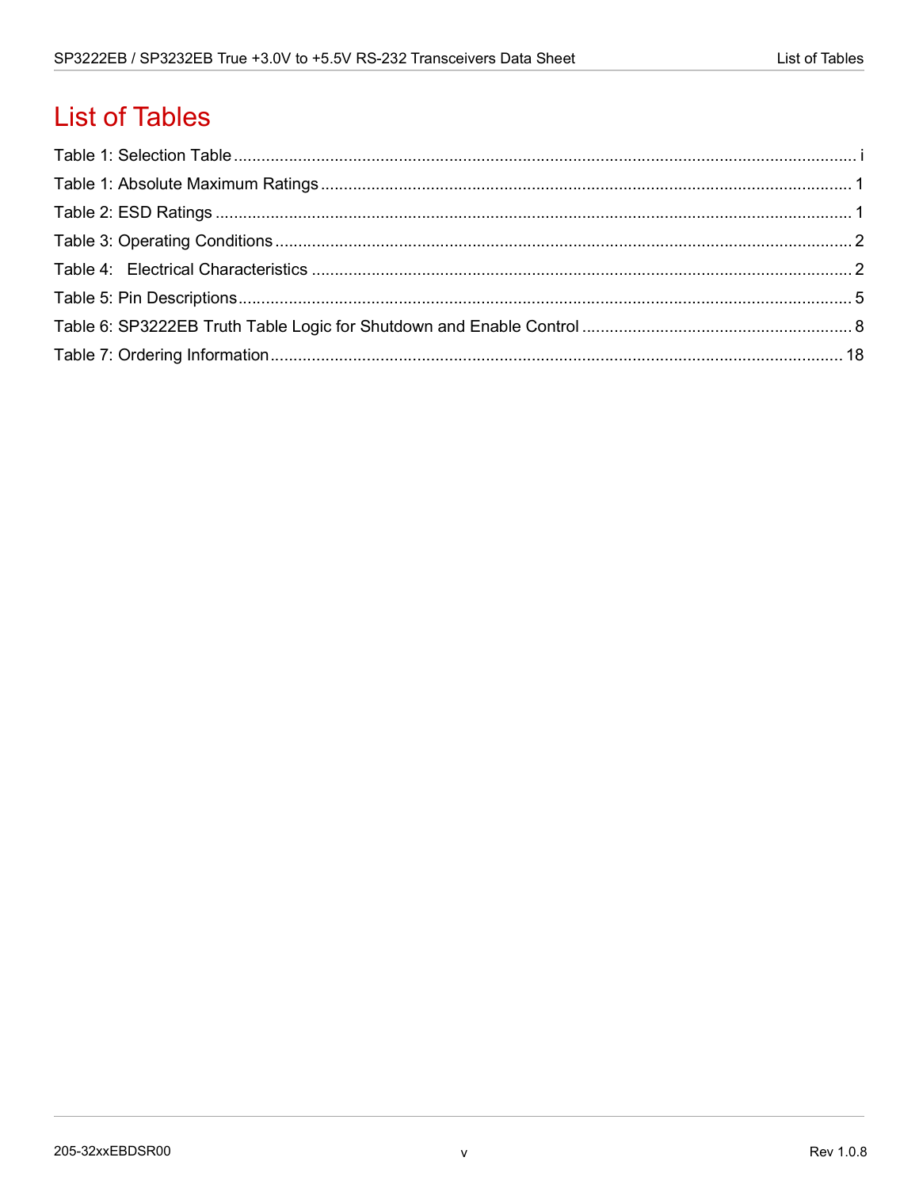# List of Tables

Table 1: Selection Table ........................................................................................................................... i

Table 1: Absolute Maximum Ratings ..................................................................................................... 1

Table 2: ESD Ratings ............................................................................................................................. 1

Table 3: Operating Conditions ................................................................................................................ 2

Table 4: Electrical Characteristics .......................................................................................................... 2

Table 5: Pin Descriptions ........................................................................................................................ 5

Table 6: SP3222EB Truth Table Logic for Shutdown and Enable Control ............................................ 8

Table 7: Ordering Information .............................................................................................................. 18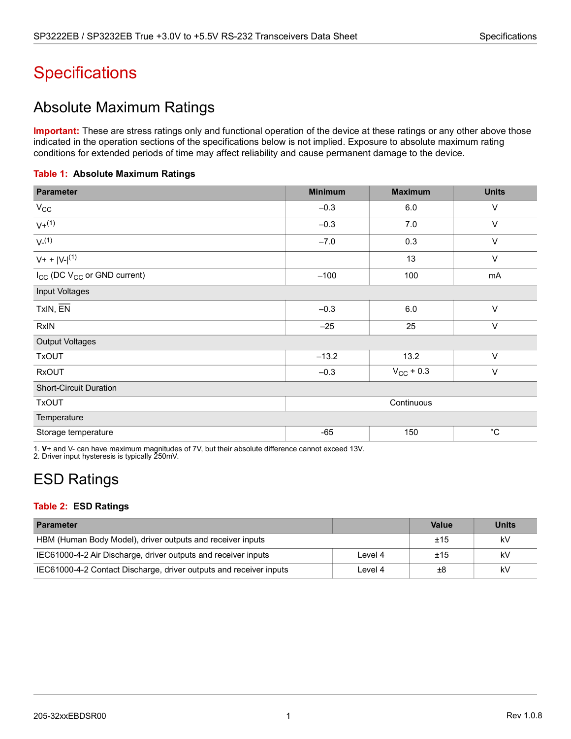# Specifications

## Absolute Maximum Ratings

**Important:** These are stress ratings only and functional operation of the device at these ratings or any other above those indicated in the operation sections of the specifications below is not implied. Exposure to absolute maximum rating conditions for extended periods of time may affect reliability and cause permanent damage to the device.

**Table 1: Absolute Maximum Ratings**

| Parameter | Minimum | Maximum | Units |
|---|---|---|---|
| $V_{CC}$ | –0.3 | 6.0 | V |
| V+[1] | –0.3 | 7.0 | V |
| V-[1] | –7.0 | 0.3 | V |
| V+ + \|V-\|[1] | | 13 | V |
| $I_{CC}$ (DC $V_{CC}$ or GND current) | –100 | 100 | mA |
| Input Voltages | | | |
| TxIN, $\overline{EN}$ | –0.3 | 6.0 | V |
| RxIN | –25 | 25 | V |
| Output Voltages | | | |
| TxOUT | –13.2 | 13.2 | V |
| RxOUT | –0.3 | $V_{CC}$ + 0.3 | V |
| Short-Circuit Duration | | | |
| TxOUT | Continuous | | |
| Temperature | | | |
| Storage temperature | -65 | 150 | °C |

1. **V+** and V- can have maximum magnitudes of 7V, but their absolute difference cannot exceed 13V.
2. Driver input hysteresis is typically 250mV.

## ESD Ratings

**Table 2: ESD Ratings**

| Parameter | | Value | Units |
|---|---|---|---|
| HBM (Human Body Model), driver outputs and receiver inputs | | ±15 | kV |
| IEC61000-4-2 Air Discharge, driver outputs and receiver inputs | Level 4 | ±15 | kV |
| IEC61000-4-2 Contact Discharge, driver outputs and receiver inputs | Level 4 | ±8 | kV |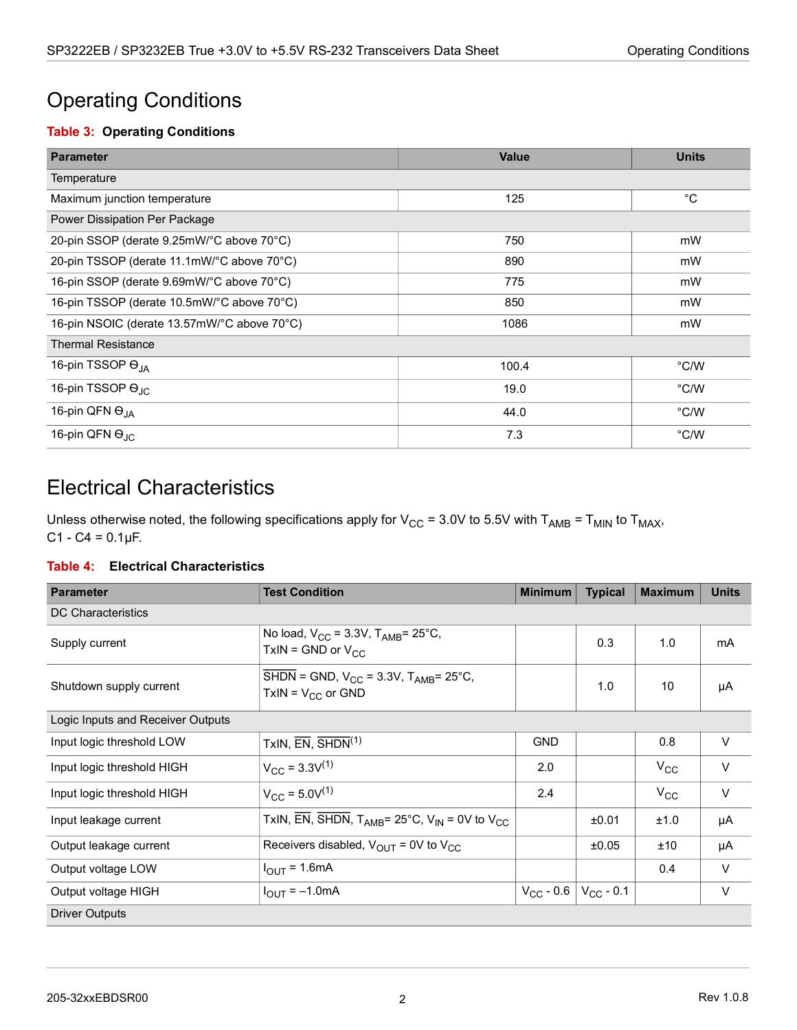# Operating Conditions

**Table 3: Operating Conditions**

| Parameter | Value | Units |
|---|---|---|
| Temperature | | |
| Maximum junction temperature | 125 | °C |
| Power Dissipation Per Package | | |
| 20-pin SSOP (derate 9.25mW/°C above 70°C) | 750 | mW |
| 20-pin TSSOP (derate 11.1mW/°C above 70°C) | 890 | mW |
| 16-pin SSOP (derate 9.69mW/°C above 70°C) | 775 | mW |
| 16-pin TSSOP (derate 10.5mW/°C above 70°C) | 850 | mW |
| 16-pin NSOIC (derate 13.57mW/°C above 70°C) | 1086 | mW |
| Thermal Resistance | | |
| 16-pin TSSOP $\Theta_{JA}$ | 100.4 | °C/W |
| 16-pin TSSOP $\Theta_{JC}$ | 19.0 | °C/W |
| 16-pin QFN $\Theta_{JA}$ | 44.0 | °C/W |
| 16-pin QFN $\Theta_{JC}$ | 7.3 | °C/W |

# Electrical Characteristics

Unless otherwise noted, the following specifications apply for $V_{CC}$ = 3.0V to 5.5V with $T_{AMB}$ = $T_{MIN}$ to $T_{MAX}$, C1 - C4 = 0.1µF.

**Table 4: Electrical Characteristics**

| Parameter | Test Condition | Minimum | Typical | Maximum | Units |
|---|---|---|---|---|---|
| DC Characteristics | | | | | |
| Supply current | No load, $V_{CC}$ = 3.3V, $T_{AMB}$= 25°C, TxIN = GND or $V_{CC}$ | | 0.3 | 1.0 | mA |
| Shutdown supply current | $\overline{SHDN}$ = GND, $V_{CC}$ = 3.3V, $T_{AMB}$= 25°C, TxIN = $V_{CC}$ or GND | | 1.0 | 10 | µA |
| Logic Inputs and Receiver Outputs | | | | | |
| Input logic threshold LOW | TxIN, $\overline{EN}$, $\overline{SHDN}$[1] | GND | | 0.8 | V |
| Input logic threshold HIGH | $V_{CC}$ = 3.3V[1] | 2.0 | | $V_{CC}$ | V |
| Input logic threshold HIGH | $V_{CC}$ = 5.0V[1] | 2.4 | | $V_{CC}$ | V |
| Input leakage current | TxIN, $\overline{EN}$, $\overline{SHDN}$, $T_{AMB}$= 25°C, $V_{IN}$ = 0V to $V_{CC}$ | | ±0.01 | ±1.0 | µA |
| Output leakage current | Receivers disabled, $V_{OUT}$ = 0V to $V_{CC}$ | | ±0.05 | ±10 | µA |
| Output voltage LOW | $I_{OUT}$ = 1.6mA | | | 0.4 | V |
| Output voltage HIGH | $I_{OUT}$ = –1.0mA | $V_{CC}$ - 0.6 | $V_{CC}$ - 0.1 | | V |
| Driver Outputs | | | | | |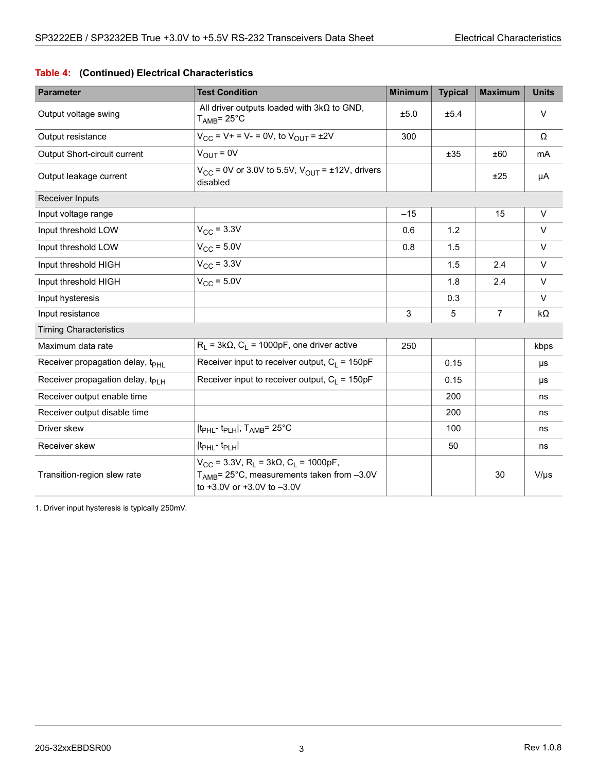**Table 4: (Continued) Electrical Characteristics**

| Parameter | Test Condition | Minimum | Typical | Maximum | Units |
|---|---|---|---|---|---|
| Output voltage swing | All driver outputs loaded with 3kΩ to GND, $T_{AMB}$= 25°C | ±5.0 | ±5.4 | | V |
| Output resistance | $V_{CC}$ = V+ = V- = 0V, to $V_{OUT}$ = ±2V | 300 | | | Ω |
| Output Short-circuit current | $V_{OUT}$ = 0V | | ±35 | ±60 | mA |
| Output leakage current | $V_{CC}$ = 0V or 3.0V to 5.5V, $V_{OUT}$ = ±12V, drivers disabled | | | ±25 | µA |
| Receiver Inputs | | | | | |
| Input voltage range | | –15 | | 15 | V |
| Input threshold LOW | $V_{CC}$ = 3.3V | 0.6 | 1.2 | | V |
| Input threshold LOW | $V_{CC}$ = 5.0V | 0.8 | 1.5 | | V |
| Input threshold HIGH | $V_{CC}$ = 3.3V | | 1.5 | 2.4 | V |
| Input threshold HIGH | $V_{CC}$ = 5.0V | | 1.8 | 2.4 | V |
| Input hysteresis | | | 0.3 | | V |
| Input resistance | | 3 | 5 | 7 | kΩ |
| Timing Characteristics | | | | | |
| Maximum data rate | $R_L$ = 3kΩ, $C_L$ = 1000pF, one driver active | 250 | | | kbps |
| Receiver propagation delay, $t_{PHL}$ | Receiver input to receiver output, $C_L$ = 150pF | | 0.15 | | µs |
| Receiver propagation delay, $t_{PLH}$ | Receiver input to receiver output, $C_L$ = 150pF | | 0.15 | | µs |
| Receiver output enable time | | | 200 | | ns |
| Receiver output disable time | | | 200 | | ns |
| Driver skew | $\|t_{PHL} - t_{PLH}\|$, $T_{AMB}$= 25°C | | 100 | | ns |
| Receiver skew | $\|t_{PHL} - t_{PLH}\|$ | | 50 | | ns |
| Transition-region slew rate | $V_{CC}$ = 3.3V, $R_L$ = 3kΩ, $C_L$ = 1000pF, $T_{AMB}$= 25°C, measurements taken from –3.0V to +3.0V or +3.0V to –3.0V | | | 30 | V/µs |

1. Driver input hysteresis is typically 250mV.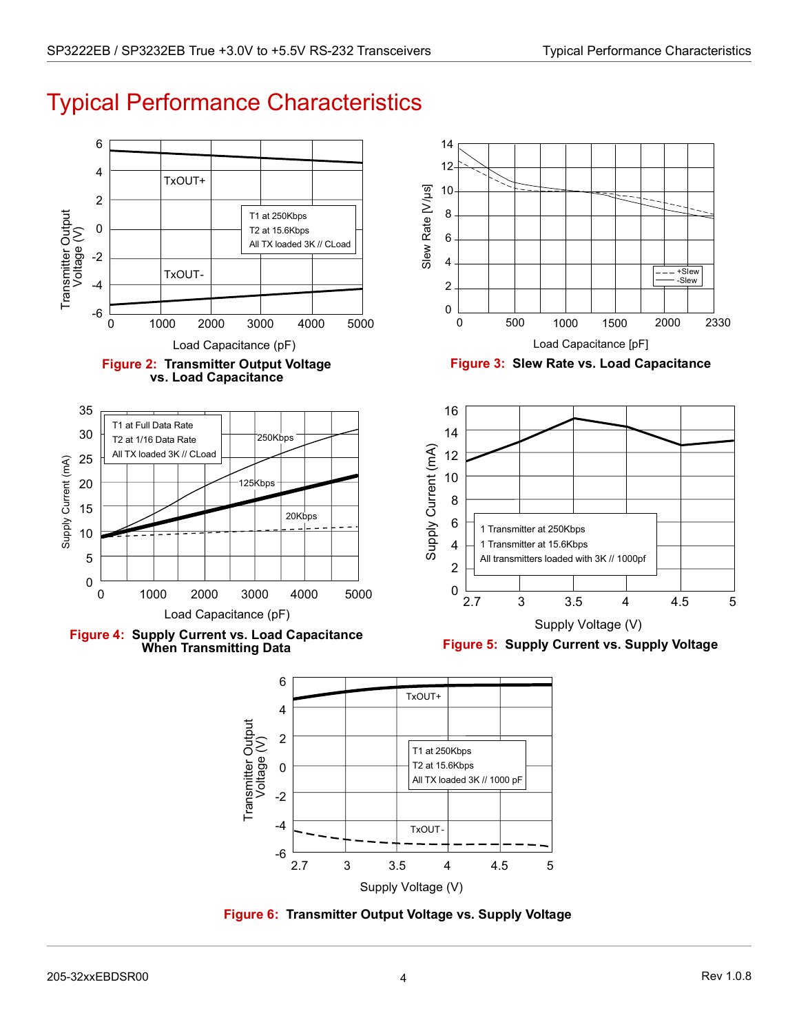# Typical Performance Characteristics

**Figure 2: Transmitter Output Voltage vs. Load Capacitance**

**Figure 3: Slew Rate vs. Load Capacitance**

**Figure 4: Supply Current vs. Load Capacitance When Transmitting Data**

**Figure 5: Supply Current vs. Supply Voltage**

**Figure 6: Transmitter Output Voltage vs. Supply Voltage**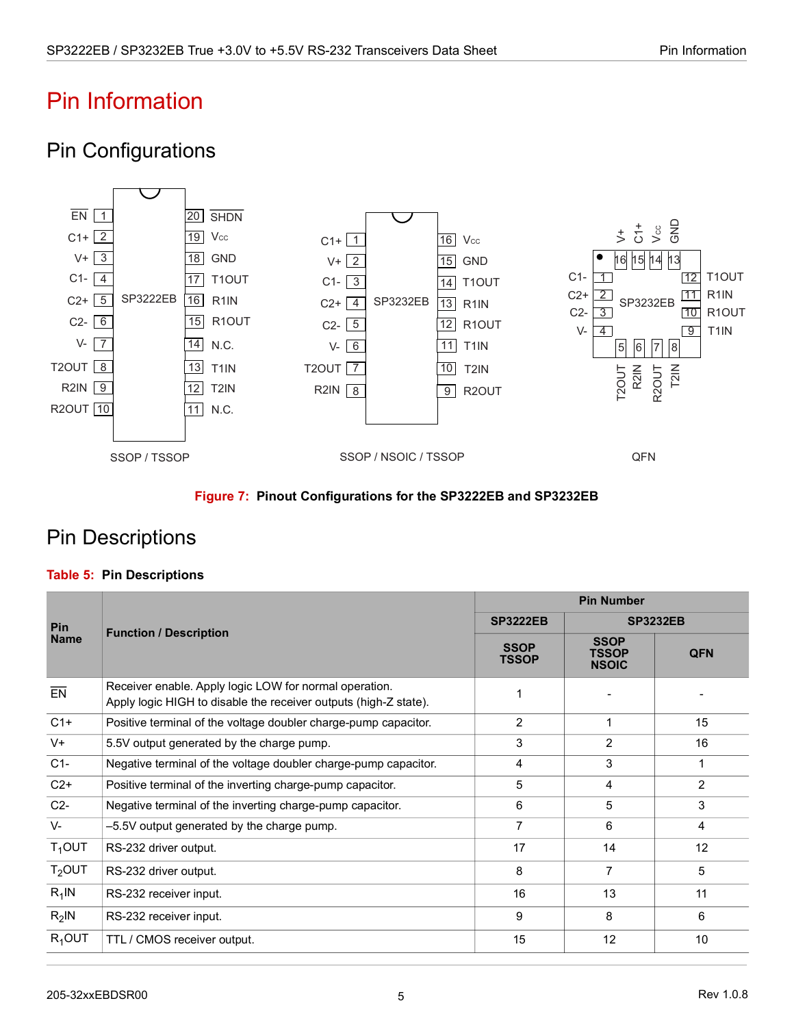# Pin Information

## Pin Configurations

Figure 7: Pinout Configurations for the SP3222EB and SP3232EB

## Pin Descriptions

**Table 5: Pin Descriptions**

| Pin Name | Function / Description | Pin Number | | |
|---|---|---|---|---|
| | | SP3222EB | SP3232EB | |
| | | SSOP TSSOP | SSOP TSSOP NSOIC | QFN |
| $\overline{EN}$ | Receiver enable. Apply logic LOW for normal operation. Apply logic HIGH to disable the receiver outputs (high-Z state). | 1 | - | - |
| C1+ | Positive terminal of the voltage doubler charge-pump capacitor. | 2 | 1 | 15 |
| V+ | 5.5V output generated by the charge pump. | 3 | 2 | 16 |
| C1- | Negative terminal of the voltage doubler charge-pump capacitor. | 4 | 3 | 1 |
| C2+ | Positive terminal of the inverting charge-pump capacitor. | 5 | 4 | 2 |
| C2- | Negative terminal of the inverting charge-pump capacitor. | 6 | 5 | 3 |
| V- | –5.5V output generated by the charge pump. | 7 | 6 | 4 |
| $T_1$OUT | RS-232 driver output. | 17 | 14 | 12 |
| $T_2$OUT | RS-232 driver output. | 8 | 7 | 5 |
| $R_1$IN | RS-232 receiver input. | 16 | 13 | 11 |
| $R_2$IN | RS-232 receiver input. | 9 | 8 | 6 |
| $R_1$OUT | TTL / CMOS receiver output. | 15 | 12 | 10 |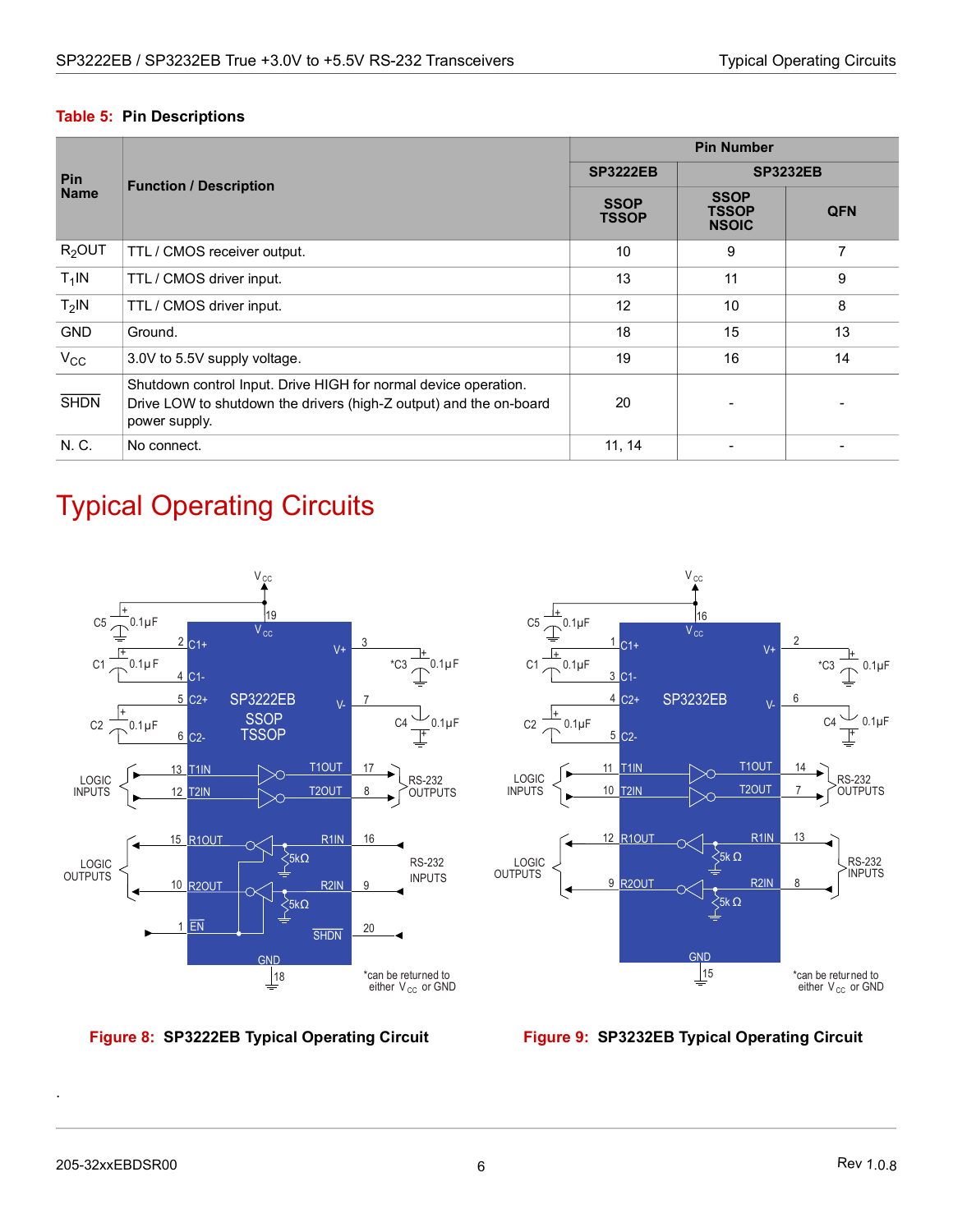**Table 5: Pin Descriptions**

| Pin Name | Function / Description | Pin Number | | |
|---|---|---|---|---|
| | | SP3222EB | SP3232EB | |
| | | SSOP TSSOP | SSOP TSSOP NSOIC | QFN |
| $R_2$OUT | TTL / CMOS receiver output. | 10 | 9 | 7 |
| $T_1$IN | TTL / CMOS driver input. | 13 | 11 | 9 |
| $T_2$IN | TTL / CMOS driver input. | 12 | 10 | 8 |
| GND | Ground. | 18 | 15 | 13 |
| $V_{CC}$ | 3.0V to 5.5V supply voltage. | 19 | 16 | 14 |
| $\overline{SHDN}$ | Shutdown control Input. Drive HIGH for normal device operation. Drive LOW to shutdown the drivers (high-Z output) and the on-board power supply. | 20 | - | - |
| N. C. | No connect. | 11, 14 | - | - |

# Typical Operating Circuits

*can be returned to either $V_{CC}$ or GND

**Figure 8: SP3222EB Typical Operating Circuit**

*can be returned to either $V_{CC}$ or GND

**Figure 9: SP3232EB Typical Operating Circuit**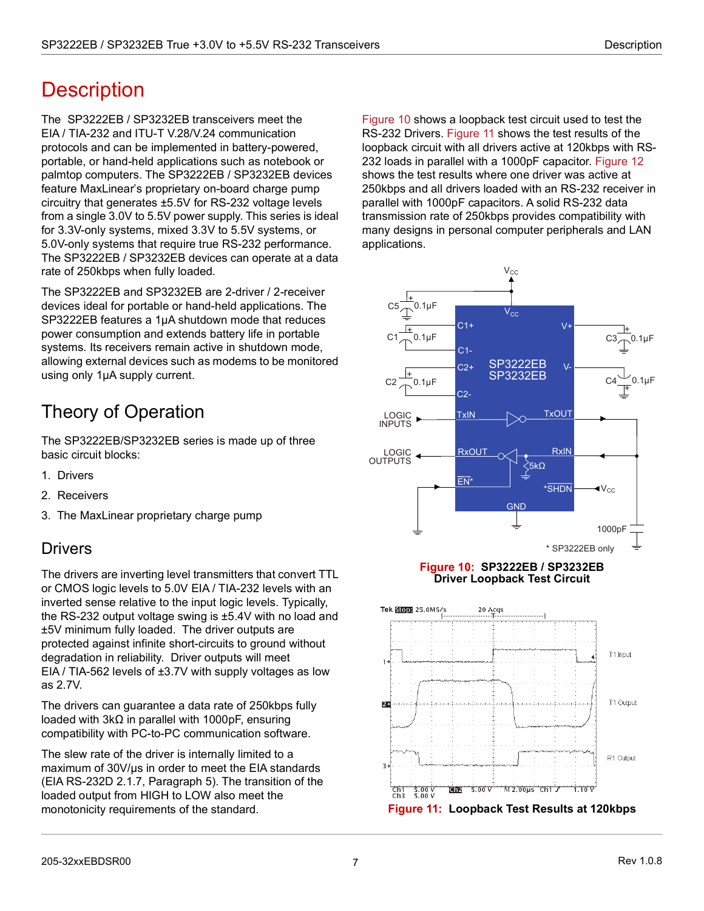# Description

The SP3222EB / SP3232EB transceivers meet the EIA / TIA-232 and ITU-T V.28/V.24 communication protocols and can be implemented in battery-powered, portable, or hand-held applications such as notebook or palmtop computers. The SP3222EB / SP3232EB devices feature MaxLinear's proprietary on-board charge pump circuitry that generates ±5.5V for RS-232 voltage levels from a single 3.0V to 5.5V power supply. This series is ideal for 3.3V-only systems, mixed 3.3V to 5.5V systems, or 5.0V-only systems that require true RS-232 performance. The SP3222EB / SP3232EB devices can operate at a data rate of 250kbps when fully loaded.

The SP3222EB and SP3232EB are 2-driver / 2-receiver devices ideal for portable or hand-held applications. The SP3222EB features a 1µA shutdown mode that reduces power consumption and extends battery life in portable systems. Its receivers remain active in shutdown mode, allowing external devices such as modems to be monitored using only 1µA supply current.

## Theory of Operation

The SP3222EB/SP3232EB series is made up of three basic circuit blocks:

1. Drivers
2. Receivers
3. The MaxLinear proprietary charge pump

### Drivers

The drivers are inverting level transmitters that convert TTL or CMOS logic levels to 5.0V EIA / TIA-232 levels with an inverted sense relative to the input logic levels. Typically, the RS-232 output voltage swing is ±5.4V with no load and ±5V minimum fully loaded. The driver outputs are protected against infinite short-circuits to ground without degradation in reliability. Driver outputs will meet EIA / TIA-562 levels of ±3.7V with supply voltages as low as 2.7V.

The drivers can guarantee a data rate of 250kbps fully loaded with 3kΩ in parallel with 1000pF, ensuring compatibility with PC-to-PC communication software.

The slew rate of the driver is internally limited to a maximum of 30V/µs in order to meet the EIA standards (EIA RS-232D 2.1.7, Paragraph 5). The transition of the loaded output from HIGH to LOW also meet the monotonicity requirements of the standard.

Figure 10 shows a loopback test circuit used to test the RS-232 Drivers. Figure 11 shows the test results of the loopback circuit with all drivers active at 120kbps with RS-232 loads in parallel with a 1000pF capacitor. Figure 12 shows the test results where one driver was active at 250kbps and all drivers loaded with an RS-232 receiver in parallel with 1000pF capacitors. A solid RS-232 data transmission rate of 250kbps provides compatibility with many designs in personal computer peripherals and LAN applications.

**Figure 10: SP3222EB / SP3232EB Driver Loopback Test Circuit**

**Figure 11: Loopback Test Results at 120kbps**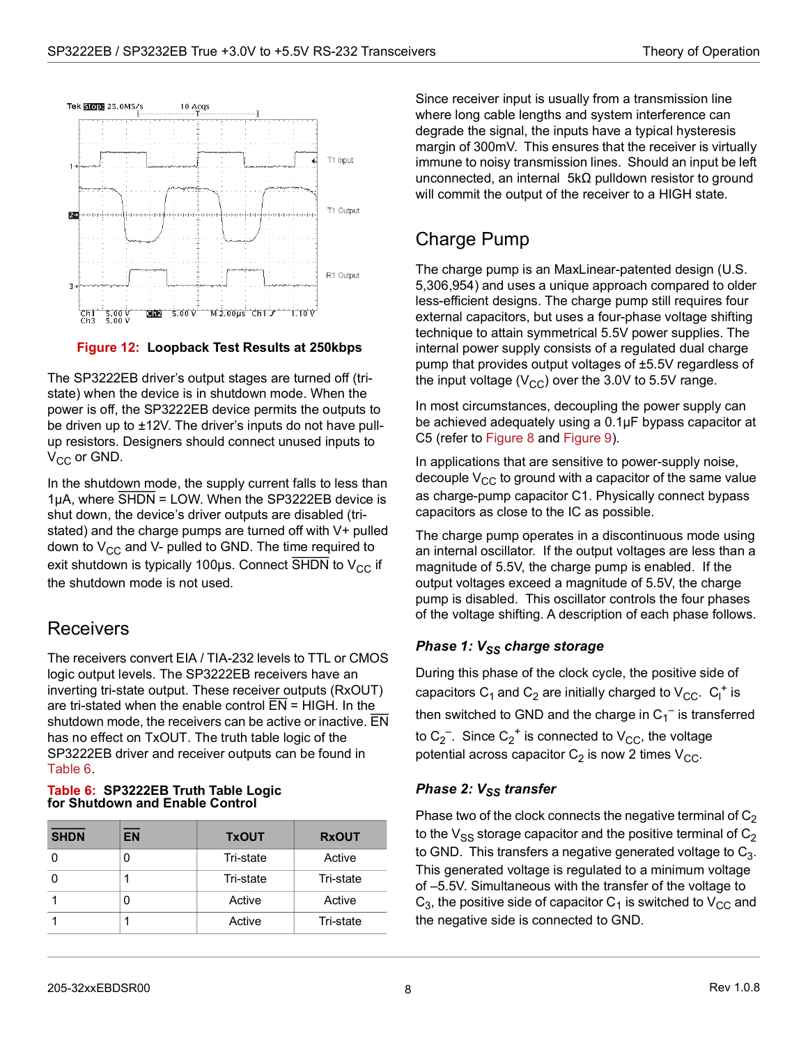Figure 12: Loopback Test Results at 250kbps

The SP3222EB driver's output stages are turned off (tri-state) when the device is in shutdown mode. When the power is off, the SP3222EB device permits the outputs to be driven up to ±12V. The driver's inputs do not have pull-up resistors. Designers should connect unused inputs to $V_{CC}$ or GND.

In the shutdown mode, the supply current falls to less than 1µA, where $\overline{SHDN}$ = LOW. When the SP3222EB device is shut down, the device's driver outputs are disabled (tri-stated) and the charge pumps are turned off with V+ pulled down to $V_{CC}$ and V- pulled to GND. The time required to exit shutdown is typically 100µs. Connect $\overline{SHDN}$ to $V_{CC}$ if the shutdown mode is not used.

## Receivers

The receivers convert EIA / TIA-232 levels to TTL or CMOS logic output levels. The SP3222EB receivers have an inverting tri-state output. These receiver outputs (RxOUT) are tri-stated when the enable control $\overline{EN}$ = HIGH. In the shutdown mode, the receivers can be active or inactive. $\overline{EN}$ has no effect on TxOUT. The truth table logic of the SP3222EB driver and receiver outputs can be found in Table 6.

**Table 6: SP3222EB Truth Table Logic for Shutdown and Enable Control**

| $\overline{SHDN}$ | $\overline{EN}$ | TxOUT | RxOUT |
|---|---|---|---|
| 0 | 0 | Tri-state | Active |
| 0 | 1 | Tri-state | Tri-state |
| 1 | 0 | Active | Active |
| 1 | 1 | Active | Tri-state |

Since receiver input is usually from a transmission line where long cable lengths and system interference can degrade the signal, the inputs have a typical hysteresis margin of 300mV. This ensures that the receiver is virtually immune to noisy transmission lines. Should an input be left unconnected, an internal 5kΩ pulldown resistor to ground will commit the output of the receiver to a HIGH state.

## Charge Pump

The charge pump is an MaxLinear-patented design (U.S. 5,306,954) and uses a unique approach compared to older less-efficient designs. The charge pump still requires four external capacitors, but uses a four-phase voltage shifting technique to attain symmetrical 5.5V power supplies. The internal power supply consists of a regulated dual charge pump that provides output voltages of ±5.5V regardless of the input voltage ($V_{CC}$) over the 3.0V to 5.5V range.

In most circumstances, decoupling the power supply can be achieved adequately using a 0.1µF bypass capacitor at C5 (refer to Figure 8 and Figure 9).

In applications that are sensitive to power-supply noise, decouple $V_{CC}$ to ground with a capacitor of the same value as charge-pump capacitor C1. Physically connect bypass capacitors as close to the IC as possible.

The charge pump operates in a discontinuous mode using an internal oscillator. If the output voltages are less than a magnitude of 5.5V, the charge pump is enabled. If the output voltages exceed a magnitude of 5.5V, the charge pump is disabled. This oscillator controls the four phases of the voltage shifting. A description of each phase follows.

### *Phase 1: $V_{SS}$ charge storage*

During this phase of the clock cycle, the positive side of capacitors $C_1$ and $C_2$ are initially charged to $V_{CC}$. $C_l^+$ is then switched to GND and the charge in $C_1^-$ is transferred to $C_2^-$. Since $C_2^+$ is connected to $V_{CC}$, the voltage potential across capacitor $C_2$ is now 2 times $V_{CC}$.

### *Phase 2: $V_{SS}$ transfer*

Phase two of the clock connects the negative terminal of $C_2$ to the $V_{SS}$ storage capacitor and the positive terminal of $C_2$ to GND. This transfers a negative generated voltage to $C_3$. This generated voltage is regulated to a minimum voltage of –5.5V. Simultaneous with the transfer of the voltage to $C_3$, the positive side of capacitor $C_1$ is switched to $V_{CC}$ and the negative side is connected to GND.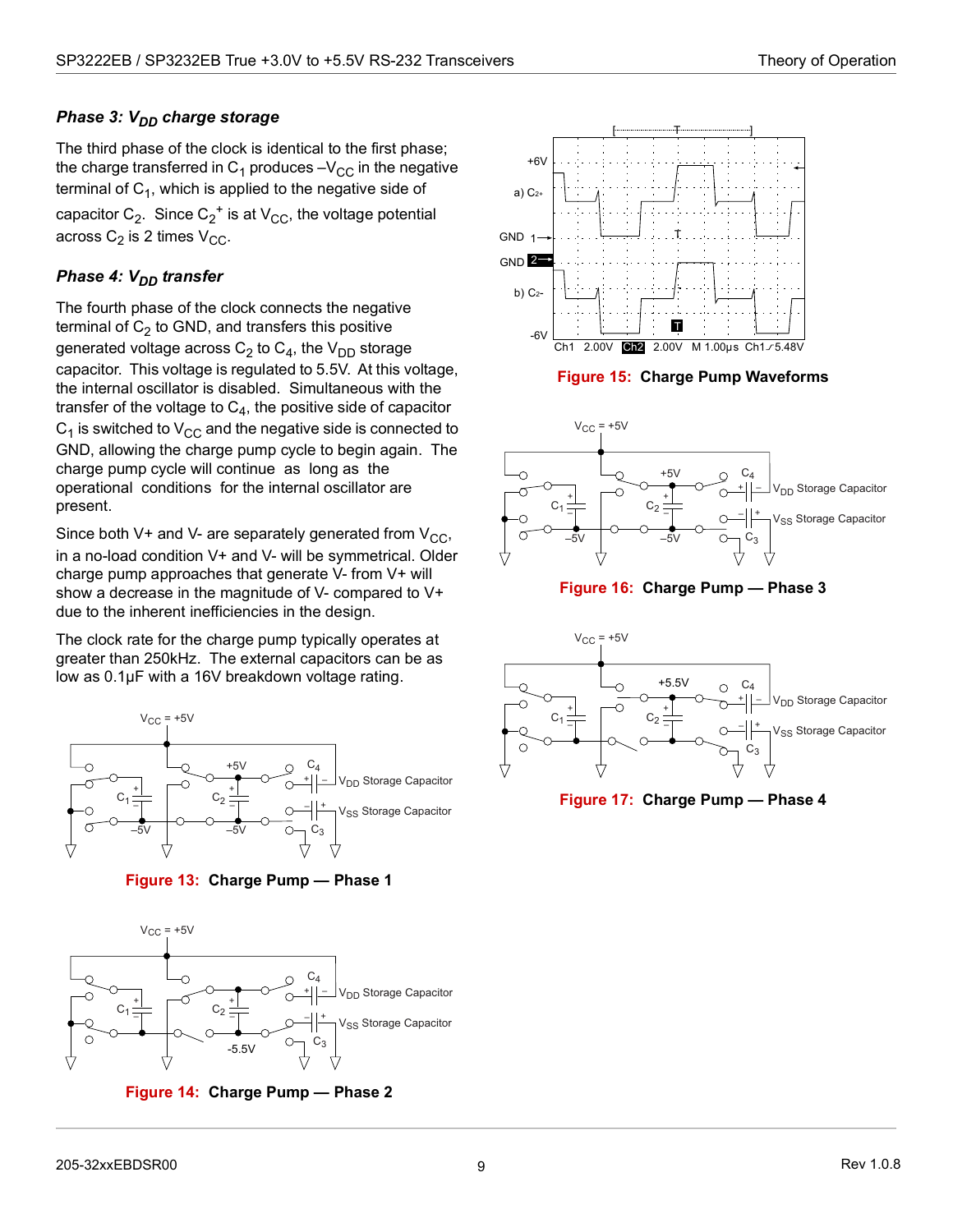### *Phase 3: $V_{DD}$ charge storage*

The third phase of the clock is identical to the first phase; the charge transferred in $C_1$ produces $-V_{CC}$ in the negative terminal of $C_1$, which is applied to the negative side of capacitor $C_2$. Since $C_2^+$ is at $V_{CC}$, the voltage potential across $C_2$ is 2 times $V_{CC}$.

### *Phase 4: $V_{DD}$ transfer*

The fourth phase of the clock connects the negative terminal of $C_2$ to GND, and transfers this positive generated voltage across $C_2$ to $C_4$, the $V_{DD}$ storage capacitor. This voltage is regulated to 5.5V. At this voltage, the internal oscillator is disabled. Simultaneous with the transfer of the voltage to $C_4$, the positive side of capacitor $C_1$ is switched to $V_{CC}$ and the negative side is connected to GND, allowing the charge pump cycle to begin again. The charge pump cycle will continue as long as the operational conditions for the internal oscillator are present.

Since both V+ and V- are separately generated from $V_{CC}$, in a no-load condition V+ and V- will be symmetrical. Older charge pump approaches that generate V- from V+ will show a decrease in the magnitude of V- compared to V+ due to the inherent inefficiencies in the design.

The clock rate for the charge pump typically operates at greater than 250kHz. The external capacitors can be as low as 0.1µF with a 16V breakdown voltage rating.

**Figure 13: Charge Pump — Phase 1**

**Figure 14: Charge Pump — Phase 2**

**Figure 15: Charge Pump Waveforms**

**Figure 16: Charge Pump — Phase 3**

**Figure 17: Charge Pump — Phase 4**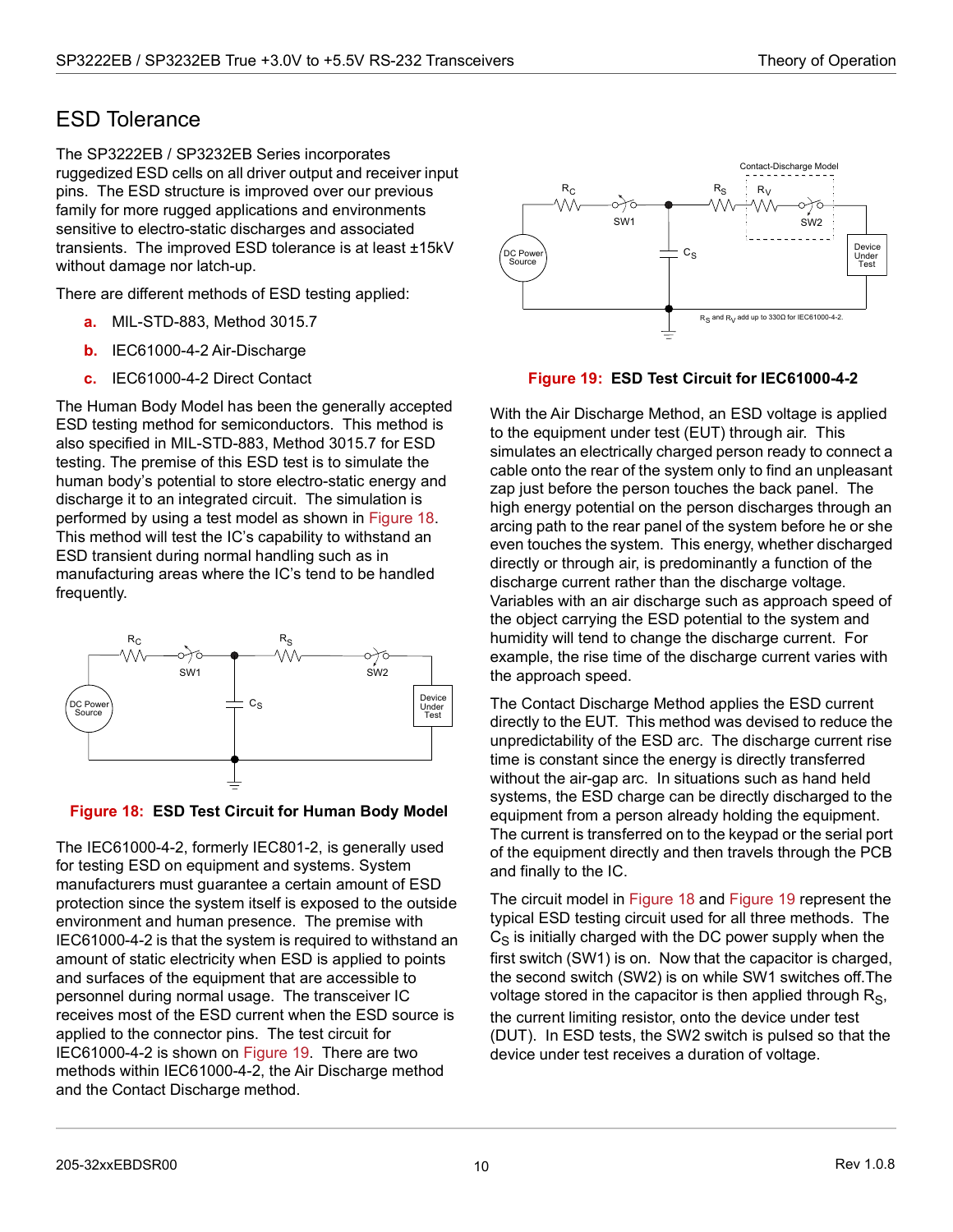## ESD Tolerance

The SP3222EB / SP3232EB Series incorporates ruggedized ESD cells on all driver output and receiver input pins. The ESD structure is improved over our previous family for more rugged applications and environments sensitive to electro-static discharges and associated transients. The improved ESD tolerance is at least ±15kV without damage nor latch-up.

There are different methods of ESD testing applied:

**a.** MIL-STD-883, Method 3015.7

**b.** IEC61000-4-2 Air-Discharge

**c.** IEC61000-4-2 Direct Contact

The Human Body Model has been the generally accepted ESD testing method for semiconductors. This method is also specified in MIL-STD-883, Method 3015.7 for ESD testing. The premise of this ESD test is to simulate the human body's potential to store electro-static energy and discharge it to an integrated circuit. The simulation is performed by using a test model as shown in Figure 18. This method will test the IC's capability to withstand an ESD transient during normal handling such as in manufacturing areas where the IC's tend to be handled frequently.

**Figure 18: ESD Test Circuit for Human Body Model**

The IEC61000-4-2, formerly IEC801-2, is generally used for testing ESD on equipment and systems. System manufacturers must guarantee a certain amount of ESD protection since the system itself is exposed to the outside environment and human presence. The premise with IEC61000-4-2 is that the system is required to withstand an amount of static electricity when ESD is applied to points and surfaces of the equipment that are accessible to personnel during normal usage. The transceiver IC receives most of the ESD current when the ESD source is applied to the connector pins. The test circuit for IEC61000-4-2 is shown on Figure 19. There are two methods within IEC61000-4-2, the Air Discharge method and the Contact Discharge method.

**Figure 19: ESD Test Circuit for IEC61000-4-2**

With the Air Discharge Method, an ESD voltage is applied to the equipment under test (EUT) through air. This simulates an electrically charged person ready to connect a cable onto the rear of the system only to find an unpleasant zap just before the person touches the back panel. The high energy potential on the person discharges through an arcing path to the rear panel of the system before he or she even touches the system. This energy, whether discharged directly or through air, is predominantly a function of the discharge current rather than the discharge voltage. Variables with an air discharge such as approach speed of the object carrying the ESD potential to the system and humidity will tend to change the discharge current. For example, the rise time of the discharge current varies with the approach speed.

The Contact Discharge Method applies the ESD current directly to the EUT. This method was devised to reduce the unpredictability of the ESD arc. The discharge current rise time is constant since the energy is directly transferred without the air-gap arc. In situations such as hand held systems, the ESD charge can be directly discharged to the equipment from a person already holding the equipment. The current is transferred on to the keypad or the serial port of the equipment directly and then travels through the PCB and finally to the IC.

The circuit model in Figure 18 and Figure 19 represent the typical ESD testing circuit used for all three methods. The $C_S$ is initially charged with the DC power supply when the first switch (SW1) is on. Now that the capacitor is charged, the second switch (SW2) is on while SW1 switches off. The voltage stored in the capacitor is then applied through $R_S$, the current limiting resistor, onto the device under test (DUT). In ESD tests, the SW2 switch is pulsed so that the device under test receives a duration of voltage.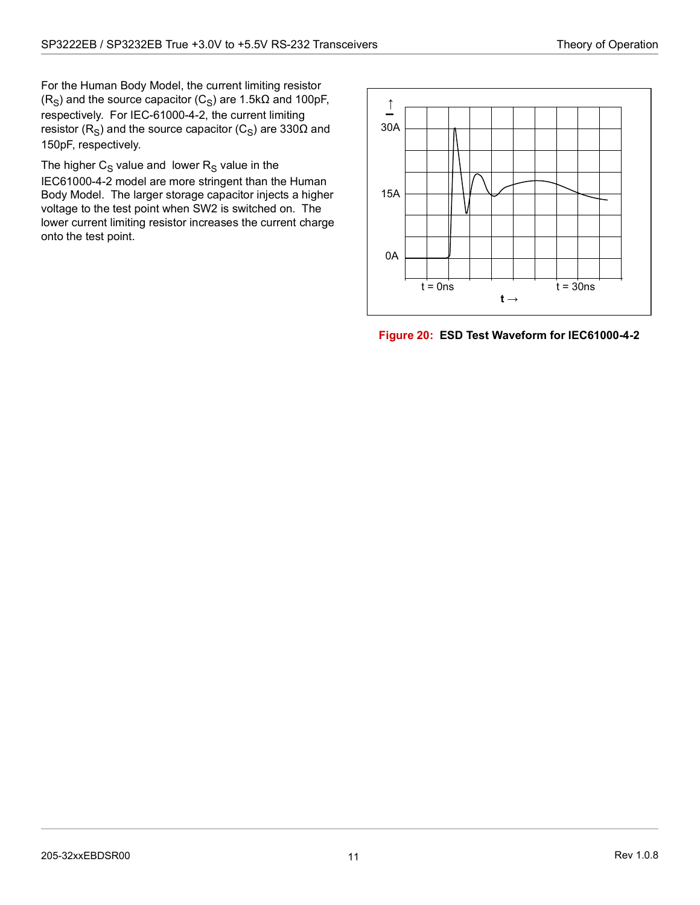For the Human Body Model, the current limiting resistor ($R_S$) and the source capacitor ($C_S$) are 1.5kΩ and 100pF, respectively. For IEC-61000-4-2, the current limiting resistor ($R_S$) and the source capacitor ($C_S$) are 330Ω and 150pF, respectively.

The higher $C_S$ value and lower $R_S$ value in the IEC61000-4-2 model are more stringent than the Human Body Model. The larger storage capacitor injects a higher voltage to the test point when SW2 is switched on. The lower current limiting resistor increases the current charge onto the test point.

**Figure 20: ESD Test Waveform for IEC61000-4-2**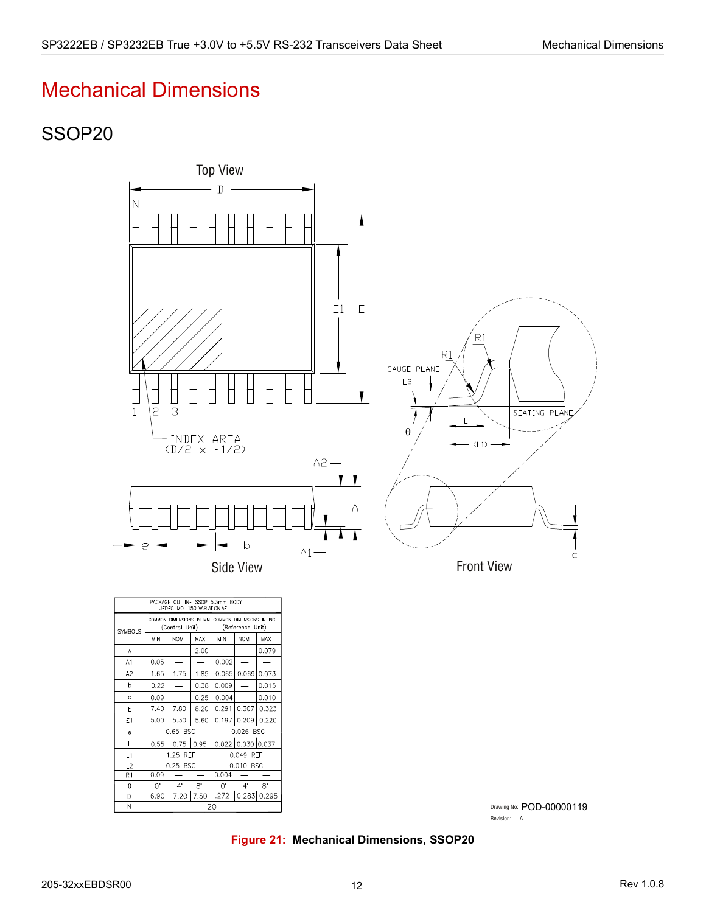# Mechanical Dimensions

## SSOP20

Top View

Side View

Front View

| PACKAGE OUTLINE SSOP 5.3mm BODY JEDEC MO−150 VARIATION AE | | | | | | |
|---|---|---|---|---|---|---|
| SYMBOLS | COMMON DIMENSIONS IN MM (Control Unit) | | | COMMON DIMENSIONS IN INCH (Reference Unit) | | |
| | MIN | NOM | MAX | MIN | NOM | MAX |
| A | — | — | 2.00 | — | — | 0.079 |
| A1 | 0.05 | — | — | 0.002 | — | — |
| A2 | 1.65 | 1.75 | 1.85 | 0.065 | 0.069 | 0.073 |
| b | 0.22 | — | 0.38 | 0.009 | — | 0.015 |
| c | 0.09 | — | 0.25 | 0.004 | — | 0.010 |
| E | 7.40 | 7.80 | 8.20 | 0.291 | 0.307 | 0.323 |
| E1 | 5.00 | 5.30 | 5.60 | 0.197 | 0.209 | 0.220 |
| e | 0.65 BSC | | | 0.026 BSC | | |
| L | 0.55 | 0.75 | 0.95 | 0.022 | 0.030 | 0.037 |
| L1 | 1.25 REF | | | 0.049 REF | | |
| L2 | 0.25 BSC | | | 0.010 BSC | | |
| R1 | 0.09 | — | — | 0.004 | — | — |
| θ | 0° | 4° | 8° | 0° | 4° | 8° |
| D | 6.90 | 7.20 | 7.50 | .272 | 0.283 | 0.295 |
| N | 20 | | | | | |

Drawing No: POD-00000119

Revision: A

**Figure 21: Mechanical Dimensions, SSOP20**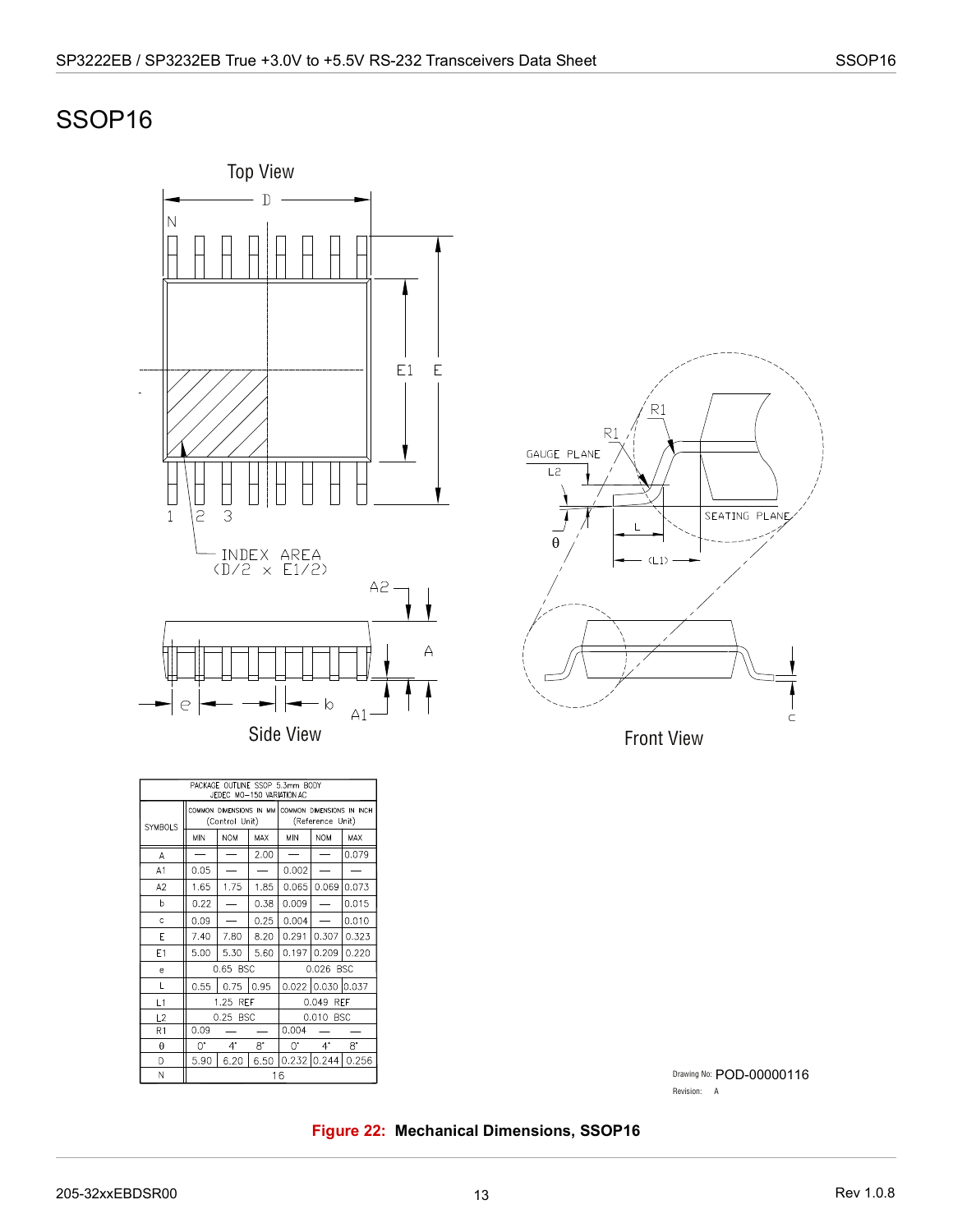# SSOP16

Top View

Side View

Front View

| SYMBOLS | COMMON DIMENSIONS IN MM (Control Unit) | | | COMMON DIMENSIONS IN INCH (Reference Unit) | | |
|---|---|---|---|---|---|---|
| | MIN | NOM | MAX | MIN | NOM | MAX |
| A | — | — | 2.00 | — | — | 0.079 |
| A1 | 0.05 | — | — | 0.002 | — | — |
| A2 | 1.65 | 1.75 | 1.85 | 0.065 | 0.069 | 0.073 |
| b | 0.22 | — | 0.38 | 0.009 | — | 0.015 |
| c | 0.09 | — | 0.25 | 0.004 | — | 0.010 |
| E | 7.40 | 7.80 | 8.20 | 0.291 | 0.307 | 0.323 |
| E1 | 5.00 | 5.30 | 5.60 | 0.197 | 0.209 | 0.220 |
| e | 0.65 BSC | | | 0.026 BSC | | |
| L | 0.55 | 0.75 | 0.95 | 0.022 | 0.030 | 0.037 |
| L1 | 1.25 REF | | | 0.049 REF | | |
| L2 | 0.25 BSC | | | 0.010 BSC | | |
| R1 | 0.09 | — | — | 0.004 | — | — |
| θ | 0° | 4° | 8° | 0° | 4° | 8° |
| D | 5.90 | 6.20 | 6.50 | 0.232 | 0.244 | 0.256 |
| N | 16 | | | | | |

PACKAGE OUTLINE SSOP 5.3mm BODY JEDEC MO-150 VARIATION AC

Drawing No: POD-00000116
Revision: A

**Figure 22: Mechanical Dimensions, SSOP16**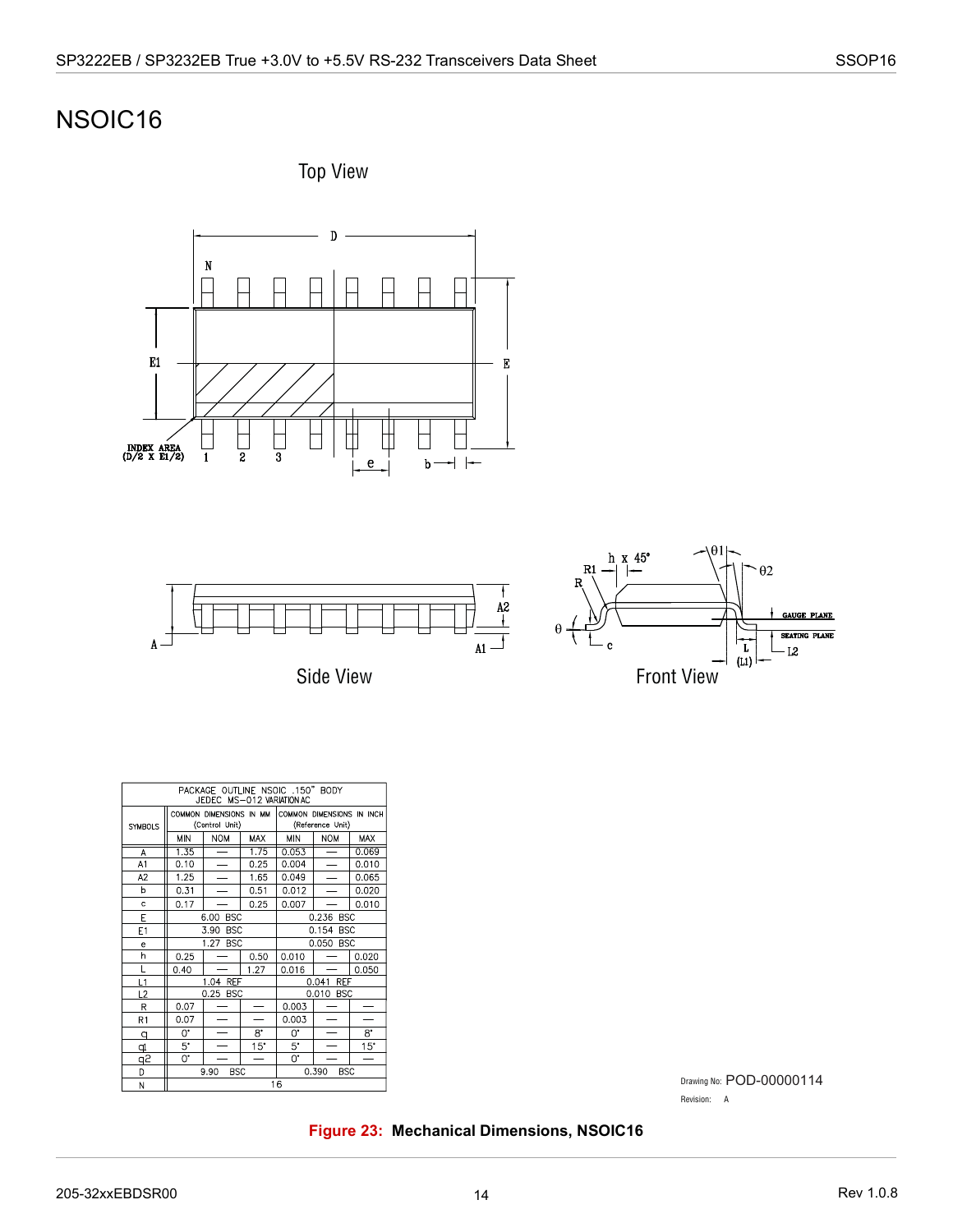# NSOIC16

Top View

Side View

Front View

| SYMBOLS | COMMON DIMENSIONS IN MM (Control Unit) | | | COMMON DIMENSIONS IN INCH (Reference Unit) | | |
|---|---|---|---|---|---|---|
| | MIN | NOM | MAX | MIN | NOM | MAX |
| A | 1.35 | — | 1.75 | 0.053 | — | 0.069 |
| A1 | 0.10 | — | 0.25 | 0.004 | — | 0.010 |
| A2 | 1.25 | — | 1.65 | 0.049 | — | 0.065 |
| b | 0.31 | — | 0.51 | 0.012 | — | 0.020 |
| c | 0.17 | — | 0.25 | 0.007 | — | 0.010 |
| E | 6.00 BSC | | | 0.236 BSC | | |
| E1 | 3.90 BSC | | | 0.154 BSC | | |
| e | 1.27 BSC | | | 0.050 BSC | | |
| h | 0.25 | — | 0.50 | 0.010 | — | 0.020 |
| L | 0.40 | — | 1.27 | 0.016 | — | 0.050 |
| L1 | 1.04 REF | | | 0.041 REF | | |
| L2 | 0.25 BSC | | | 0.010 BSC | | |
| R | 0.07 | — | — | 0.003 | — | — |
| R1 | 0.07 | — | — | 0.003 | — | — |
| θ | 0° | — | 8° | 0° | — | 8° |
| θ1 | 5° | — | 15° | 5° | — | 15° |
| θ2 | 0° | — | — | 0° | — | — |
| D | 9.90 BSC | | | 0.390 BSC | | |
| N | 16 | | | | | |

PACKAGE OUTLINE NSOIC .150" BODY JEDEC MS−012 VARIATION AC

Drawing No: POD-00000114

Revision: A

**Figure 23: Mechanical Dimensions, NSOIC16**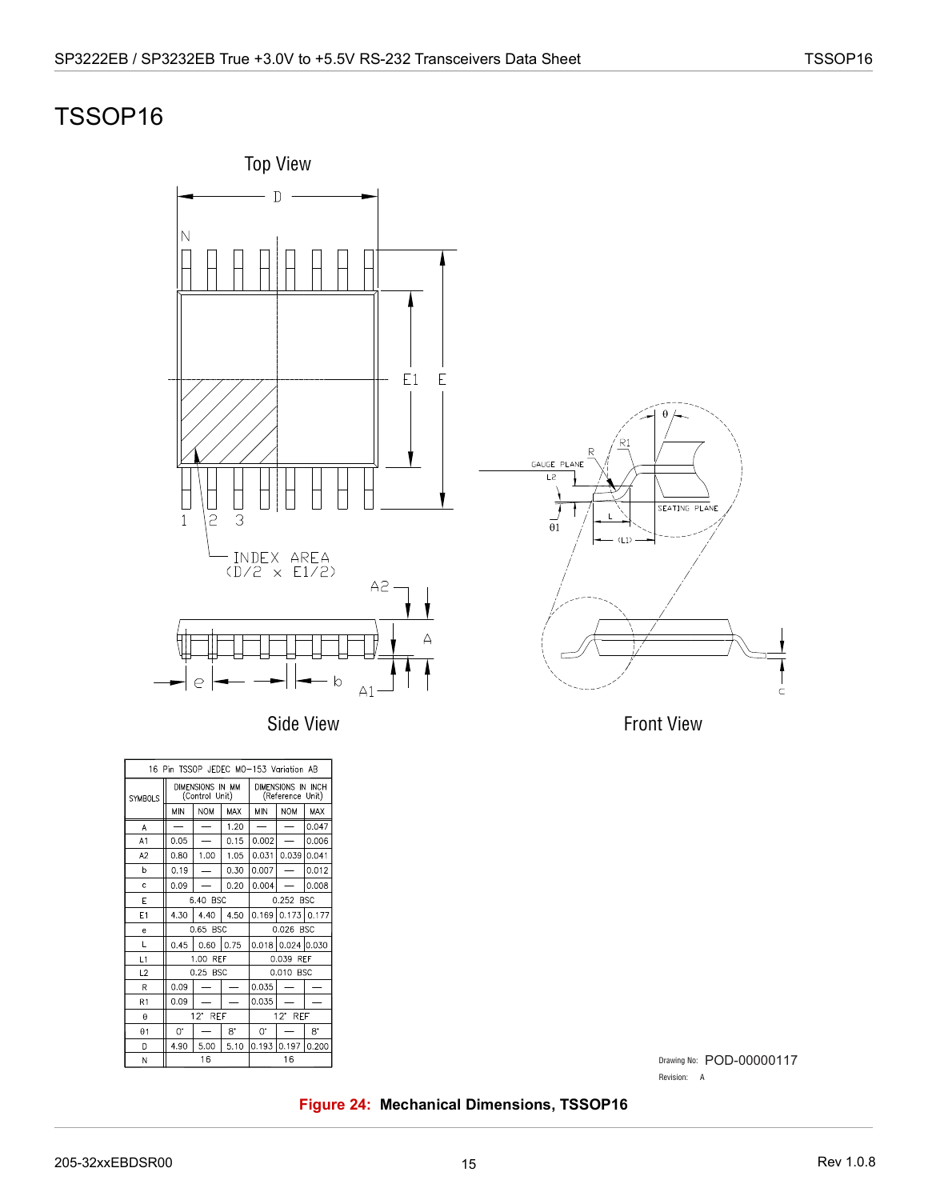# TSSOP16

Top View

Side View

Front View

| SYMBOLS | DIMENSIONS IN MM (Control Unit) | | | DIMENSIONS IN INCH (Reference Unit) | | |
|---|---|---|---|---|---|---|
| | MIN | NOM | MAX | MIN | NOM | MAX |
| A | — | — | 1.20 | — | — | 0.047 |
| A1 | 0.05 | — | 0.15 | 0.002 | — | 0.006 |
| A2 | 0.80 | 1.00 | 1.05 | 0.031 | 0.039 | 0.041 |
| b | 0.19 | — | 0.30 | 0.007 | — | 0.012 |
| c | 0.09 | — | 0.20 | 0.004 | — | 0.008 |
| E | 6.40 BSC | | | 0.252 BSC | | |
| E1 | 4.30 | 4.40 | 4.50 | 0.169 | 0.173 | 0.177 |
| e | 0.65 BSC | | | 0.026 BSC | | |
| L | 0.45 | 0.60 | 0.75 | 0.018 | 0.024 | 0.030 |
| L1 | 1.00 REF | | | 0.039 REF | | |
| L2 | 0.25 BSC | | | 0.010 BSC | | |
| R | 0.09 | — | — | 0.035 | — | — |
| R1 | 0.09 | — | — | 0.035 | — | — |
| θ | 12° REF | | | 12° REF | | |
| θ1 | 0° | — | 8° | 0° | — | 8° |
| D | 4.90 | 5.00 | 5.10 | 0.193 | 0.197 | 0.200 |
| N | 16 | | | 16 | | |

16 Pin TSSOP JEDEC MO-153 Variation AB

Drawing No: POD-00000117

Revision: A

**Figure 24: Mechanical Dimensions, TSSOP16**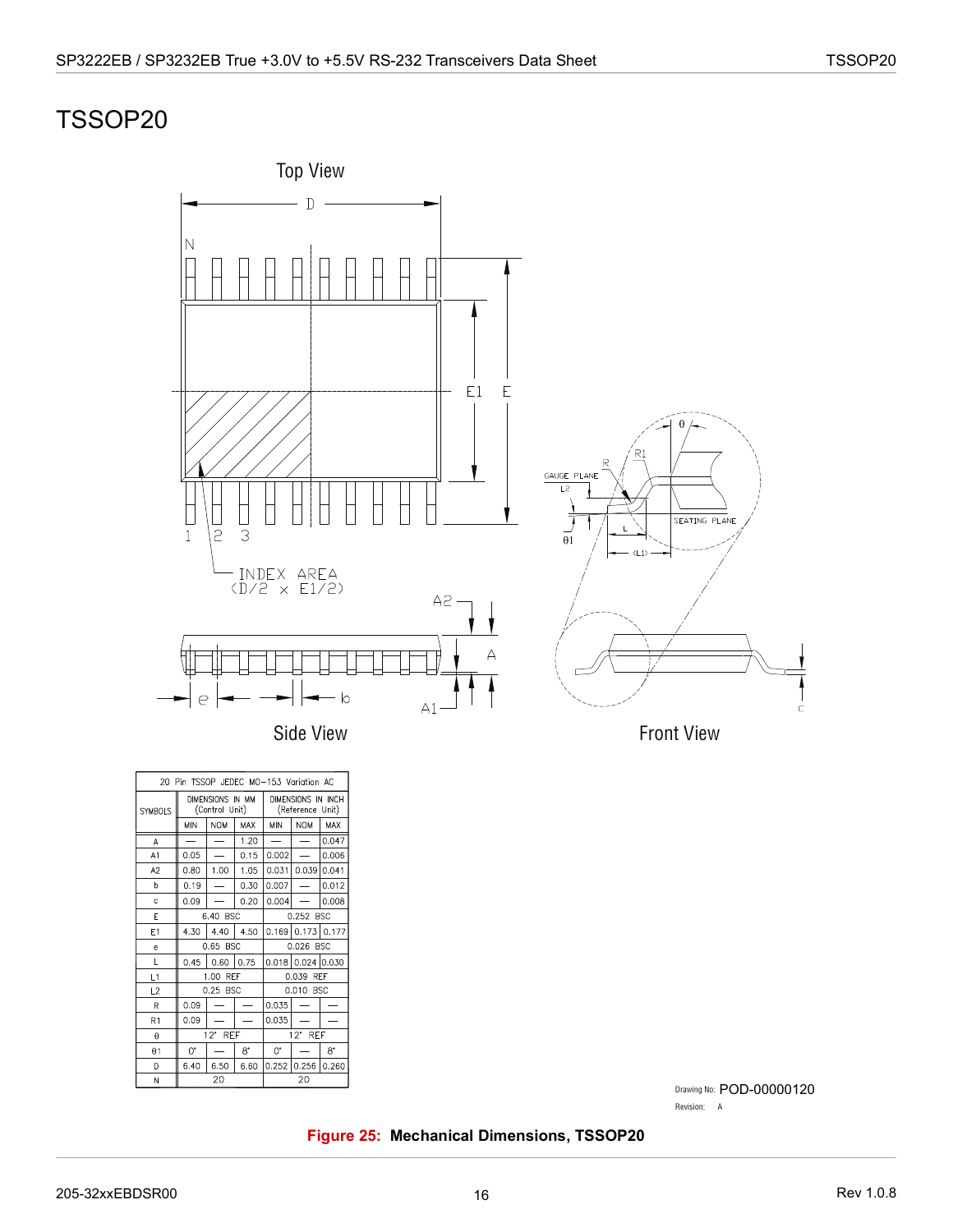# TSSOP20

Top View

Side View

Front View

| 20 Pin TSSOP JEDEC MO-153 Variation AC | | | | | | |
|---|---|---|---|---|---|---|
| SYMBOLS | DIMENSIONS IN MM (Control Unit) | | | DIMENSIONS IN INCH (Reference Unit) | | |
| | MIN | NOM | MAX | MIN | NOM | MAX |
| A | — | — | 1.20 | — | — | 0.047 |
| A1 | 0.05 | — | 0.15 | 0.002 | — | 0.006 |
| A2 | 0.80 | 1.00 | 1.05 | 0.031 | 0.039 | 0.041 |
| b | 0.19 | — | 0.30 | 0.007 | — | 0.012 |
| c | 0.09 | — | 0.20 | 0.004 | — | 0.008 |
| E | 6.40 BSC | | | 0.252 BSC | | |
| E1 | 4.30 | 4.40 | 4.50 | 0.169 | 0.173 | 0.177 |
| e | 0.65 BSC | | | 0.026 BSC | | |
| L | 0.45 | 0.60 | 0.75 | 0.018 | 0.024 | 0.030 |
| L1 | 1.00 REF | | | 0.039 REF | | |
| L2 | 0.25 BSC | | | 0.010 BSC | | |
| R | 0.09 | — | — | 0.035 | — | — |
| R1 | 0.09 | — | — | 0.035 | — | — |
| θ | 12° REF | | | 12° REF | | |
| θ1 | 0° | — | 8° | 0° | — | 8° |
| D | 6.40 | 6.50 | 6.60 | 0.252 | 0.256 | 0.260 |
| N | 20 | | | 20 | | |

Drawing No: POD-00000120

Revision: A

**Figure 25: Mechanical Dimensions, TSSOP20**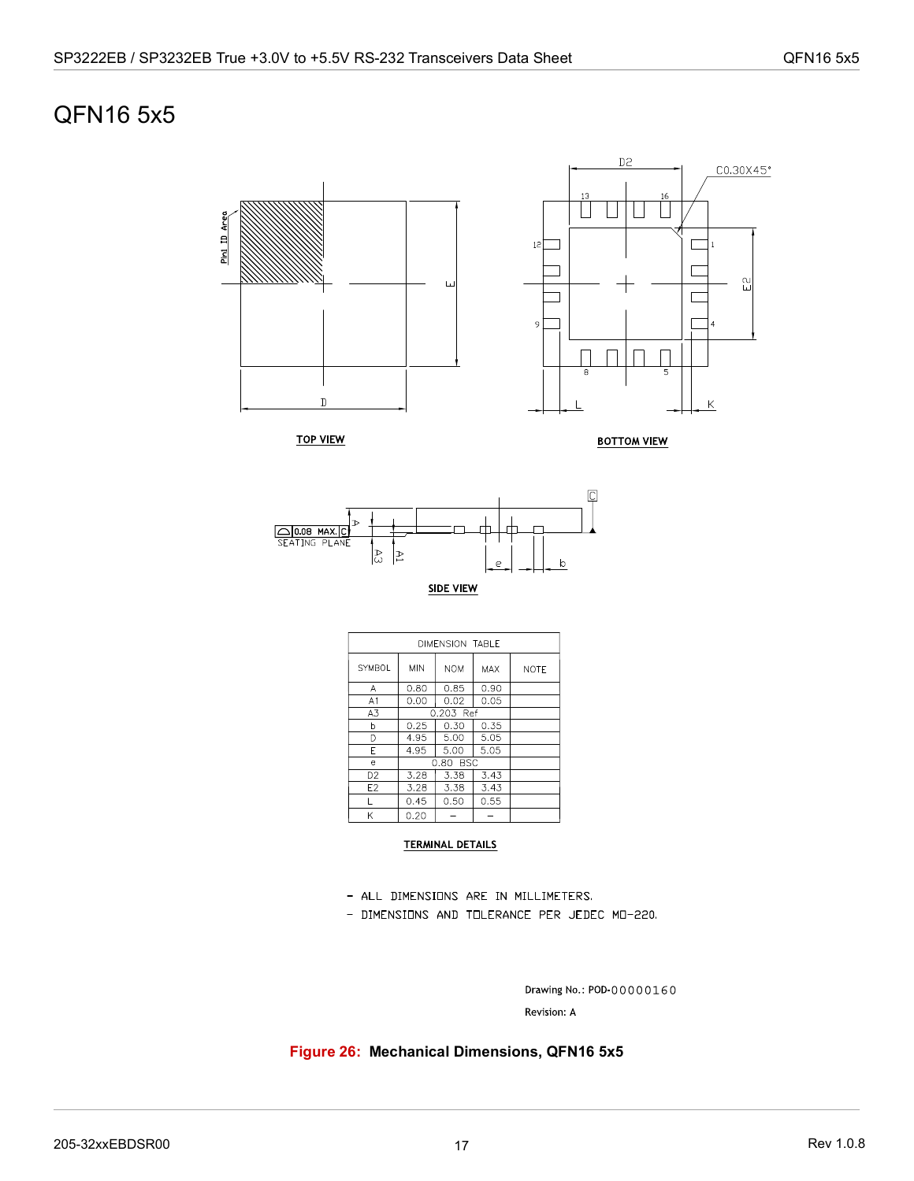# QFN16 5x5

TOP VIEW

BOTTOM VIEW

SIDE VIEW

| DIMENSION TABLE | | | | |
|---|---|---|---|---|
| SYMBOL | MIN | NOM | MAX | NOTE |
| A | 0.80 | 0.85 | 0.90 | |
| A1 | 0.00 | 0.02 | 0.05 | |
| A3 | 0.203 Ref | | | |
| b | 0.25 | 0.30 | 0.35 | |
| D | 4.95 | 5.00 | 5.05 | |
| E | 4.95 | 5.00 | 5.05 | |
| e | 0.80 BSC | | | |
| D2 | 3.28 | 3.38 | 3.43 | |
| E2 | 3.28 | 3.38 | 3.43 | |
| L | 0.45 | 0.50 | 0.55 | |
| K | 0.20 | – | – | |

TERMINAL DETAILS

- ALL DIMENSIONS ARE IN MILLIMETERS.
- DIMENSIONS AND TOLERANCE PER JEDEC MO-220.

Drawing No.: POD-00000160

Revision: A

**Figure 26: Mechanical Dimensions, QFN16 5x5**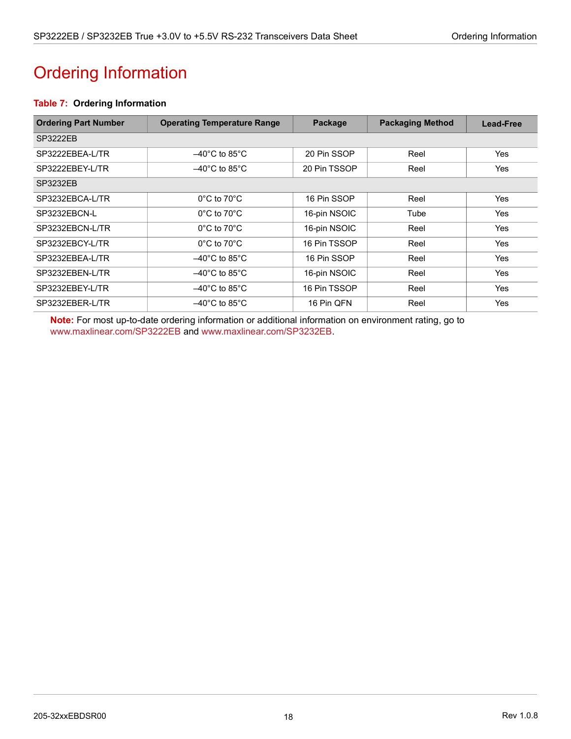# Ordering Information

**Table 7: Ordering Information**

| Ordering Part Number | Operating Temperature Range | Package | Packaging Method | Lead-Free |
|---|---|---|---|---|
| SP3222EB | | | | |
| SP3222EBEA-L/TR | –40°C to 85°C | 20 Pin SSOP | Reel | Yes |
| SP3222EBEY-L/TR | –40°C to 85°C | 20 Pin TSSOP | Reel | Yes |
| SP3232EB | | | | |
| SP3232EBCA-L/TR | 0°C to 70°C | 16 Pin SSOP | Reel | Yes |
| SP3232EBCN-L | 0°C to 70°C | 16-pin NSOIC | Tube | Yes |
| SP3232EBCN-L/TR | 0°C to 70°C | 16-pin NSOIC | Reel | Yes |
| SP3232EBCY-L/TR | 0°C to 70°C | 16 Pin TSSOP | Reel | Yes |
| SP3232EBEA-L/TR | –40°C to 85°C | 16 Pin SSOP | Reel | Yes |
| SP3232EBEN-L/TR | –40°C to 85°C | 16-pin NSOIC | Reel | Yes |
| SP3232EBEY-L/TR | –40°C to 85°C | 16 Pin TSSOP | Reel | Yes |
| SP3232EBER-L/TR | –40°C to 85°C | 16 Pin QFN | Reel | Yes |

**Note:** For most up-to-date ordering information or additional information on environment rating, go to www.maxlinear.com/SP3222EB and www.maxlinear.com/SP3232EB.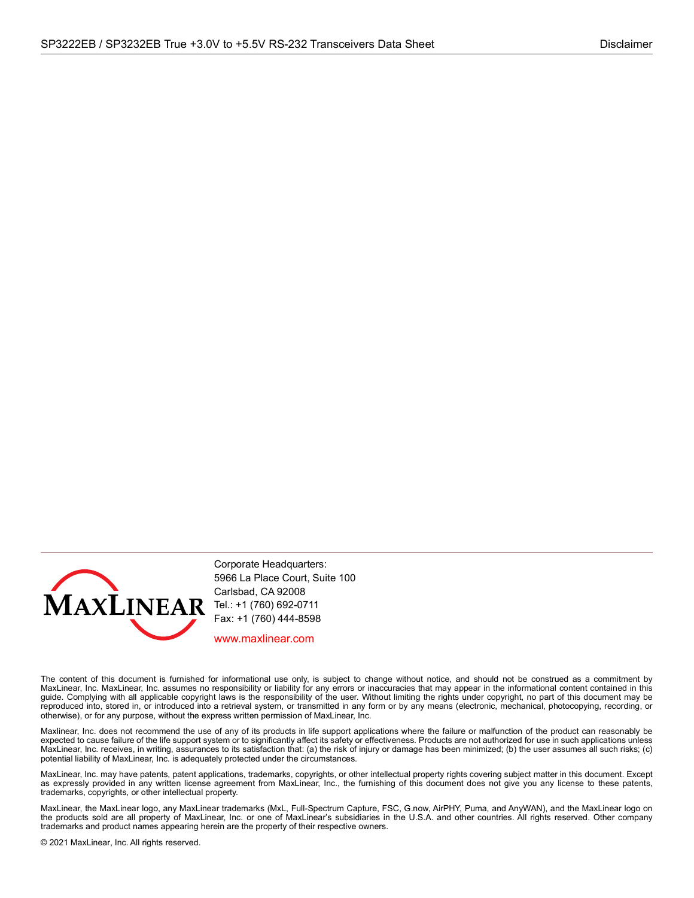Corporate Headquarters:
5966 La Place Court, Suite 100
Carlsbad, CA 92008
Tel.: +1 (760) 692-0711
Fax: +1 (760) 444-8598

www.maxlinear.com

The content of this document is furnished for informational use only, is subject to change without notice, and should not be construed as a commitment by MaxLinear, Inc. MaxLinear, Inc. assumes no responsibility or liability for any errors or inaccuracies that may appear in the informational content contained in this guide. Complying with all applicable copyright laws is the responsibility of the user. Without limiting the rights under copyright, no part of this document may be reproduced into, stored in, or introduced into a retrieval system, or transmitted in any form or by any means (electronic, mechanical, photocopying, recording, or otherwise), or for any purpose, without the express written permission of MaxLinear, Inc.

Maxlinear, Inc. does not recommend the use of any of its products in life support applications where the failure or malfunction of the product can reasonably be expected to cause failure of the life support system or to significantly affect its safety or effectiveness. Products are not authorized for use in such applications unless MaxLinear, Inc. receives, in writing, assurances to its satisfaction that: (a) the risk of injury or damage has been minimized; (b) the user assumes all such risks; (c) potential liability of MaxLinear, Inc. is adequately protected under the circumstances.

MaxLinear, Inc. may have patents, patent applications, trademarks, copyrights, or other intellectual property rights covering subject matter in this document. Except as expressly provided in any written license agreement from MaxLinear, Inc., the furnishing of this document does not give you any license to these patents, trademarks, copyrights, or other intellectual property.

MaxLinear, the MaxLinear logo, any MaxLinear trademarks (MxL, Full-Spectrum Capture, FSC, G.now, AirPHY, Puma, and AnyWAN), and the MaxLinear logo on the products sold are all property of MaxLinear, Inc. or one of MaxLinear's subsidiaries in the U.S.A. and other countries. All rights reserved. Other company trademarks and product names appearing herein are the property of their respective owners.

© 2021 MaxLinear, Inc. All rights reserved.